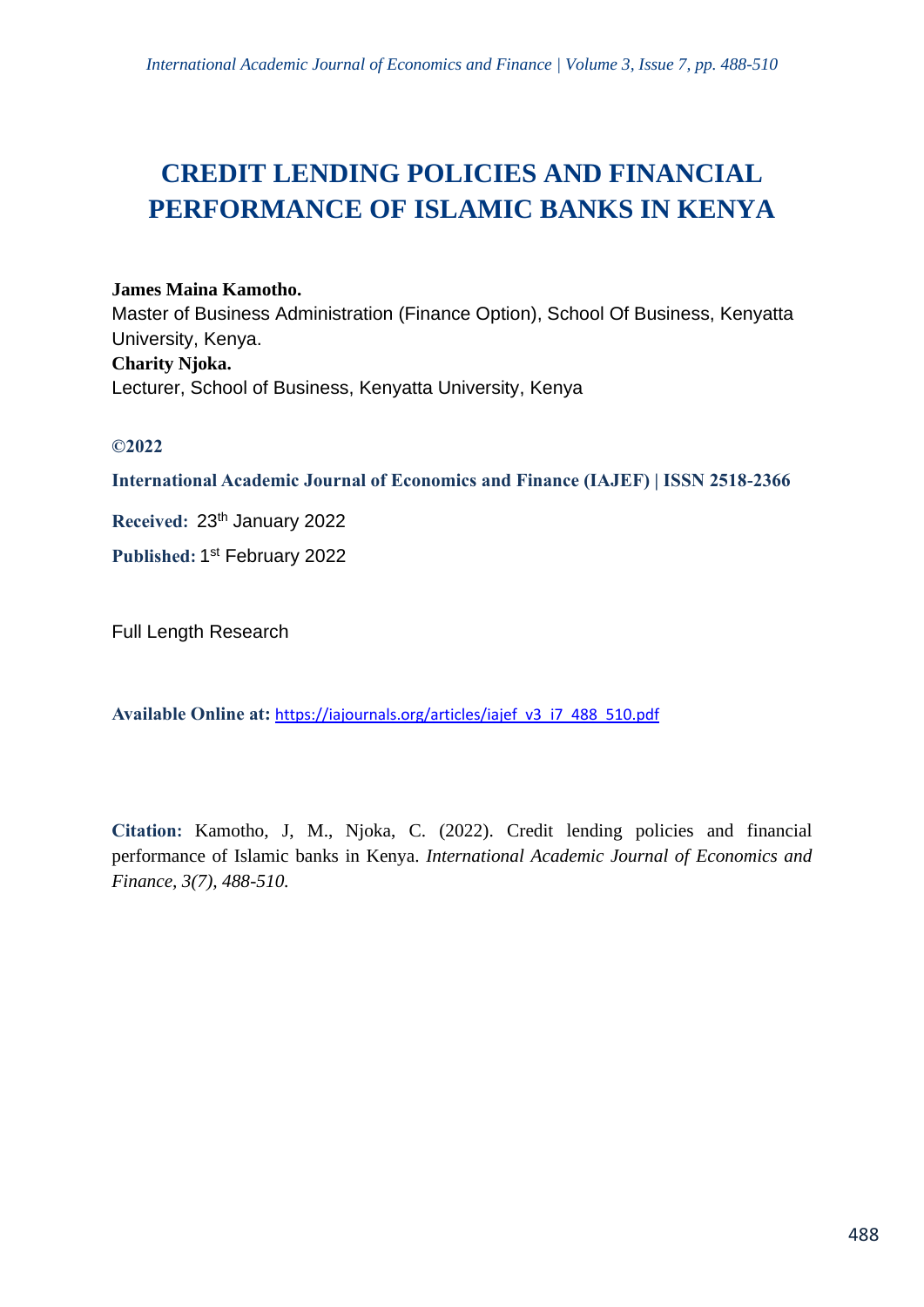# CREDIT LENDING POLICIES AND FINANCIAL PERFORMANCE OF ISLAMIC BANKS IN KENYA

**James Maina Kamotho.**
Master of Business Administration (Finance Option), School Of Business, Kenyatta University, Kenya.
**Charity Njoka.**
Lecturer, School of Business, Kenyatta University, Kenya

**©2022**

**International Academic Journal of Economics and Finance (IAJEF) | ISSN 2518-2366**

**Received:** 23th January 2022

**Published:** 1st February 2022

Full Length Research

**Available Online at:** https://iajournals.org/articles/iajef_v3_i7_488_510.pdf

**Citation:** Kamotho, J, M., Njoka, C. (2022). Credit lending policies and financial performance of Islamic banks in Kenya. *International Academic Journal of Economics and Finance, 3(7), 488-510.*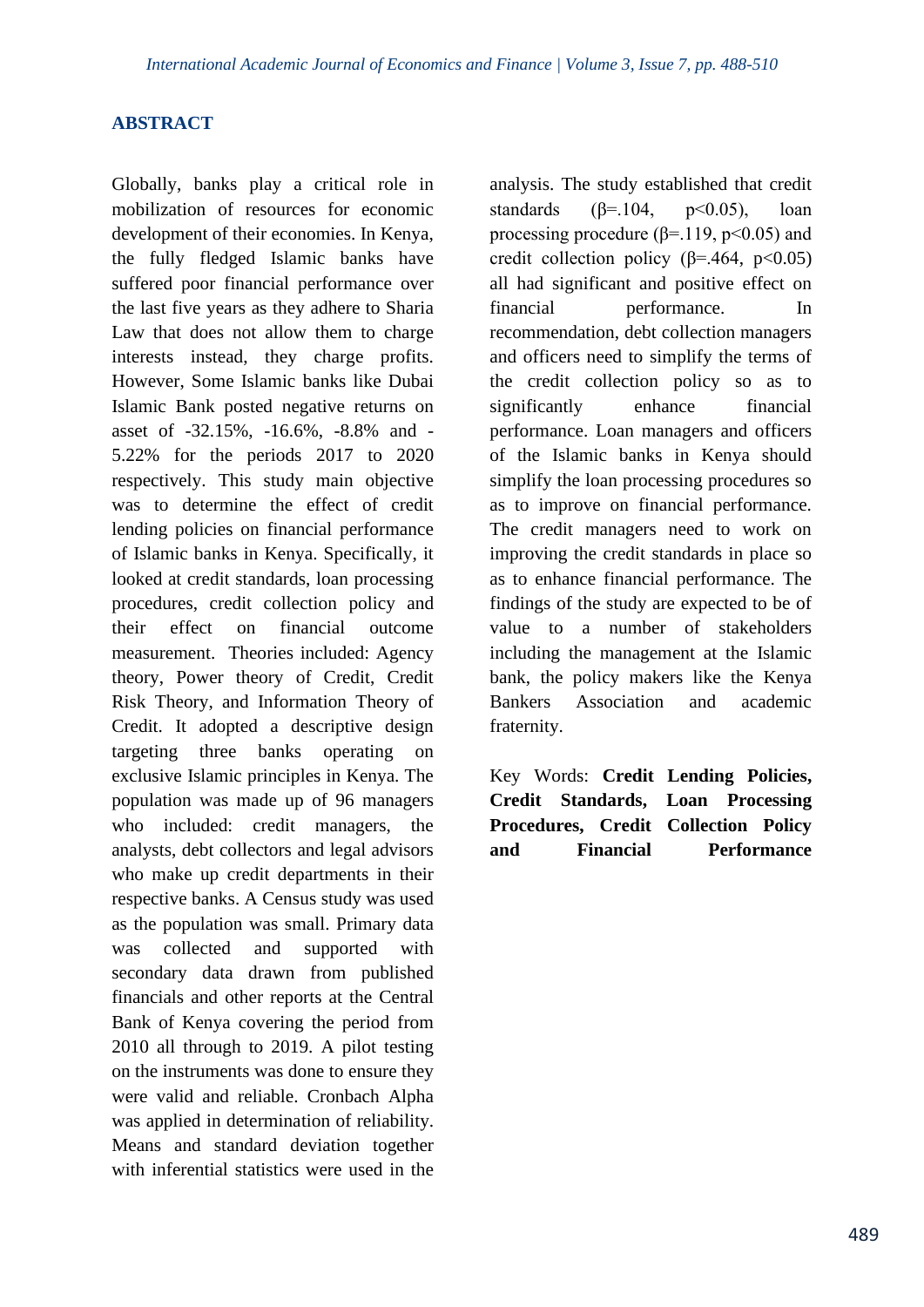## ABSTRACT

Globally, banks play a critical role in mobilization of resources for economic development of their economies. In Kenya, the fully fledged Islamic banks have suffered poor financial performance over the last five years as they adhere to Sharia Law that does not allow them to charge interests instead, they charge profits. However, Some Islamic banks like Dubai Islamic Bank posted negative returns on asset of -32.15%, -16.6%, -8.8% and -5.22% for the periods 2017 to 2020 respectively. This study main objective was to determine the effect of credit lending policies on financial performance of Islamic banks in Kenya. Specifically, it looked at credit standards, loan processing procedures, credit collection policy and their effect on financial outcome measurement. Theories included: Agency theory, Power theory of Credit, Credit Risk Theory, and Information Theory of Credit. It adopted a descriptive design targeting three banks operating on exclusive Islamic principles in Kenya. The population was made up of 96 managers who included: credit managers, the analysts, debt collectors and legal advisors who make up credit departments in their respective banks. A Census study was used as the population was small. Primary data was collected and supported with secondary data drawn from published financials and other reports at the Central Bank of Kenya covering the period from 2010 all through to 2019. A pilot testing on the instruments was done to ensure they were valid and reliable. Cronbach Alpha was applied in determination of reliability. Means and standard deviation together with inferential statistics were used in the analysis. The study established that credit standards ($\beta$=.104, $p<0.05$), loan processing procedure ($\beta$=.119, $p<0.05$) and credit collection policy ($\beta$=.464, $p<0.05$) all had significant and positive effect on financial performance. In recommendation, debt collection managers and officers need to simplify the terms of the credit collection policy so as to significantly enhance financial performance. Loan managers and officers of the Islamic banks in Kenya should simplify the loan processing procedures so as to improve on financial performance. The credit managers need to work on improving the credit standards in place so as to enhance financial performance. The findings of the study are expected to be of value to a number of stakeholders including the management at the Islamic bank, the policy makers like the Kenya Bankers Association and academic fraternity.

Key Words: **Credit Lending Policies, Credit Standards, Loan Processing Procedures, Credit Collection Policy and Financial Performance**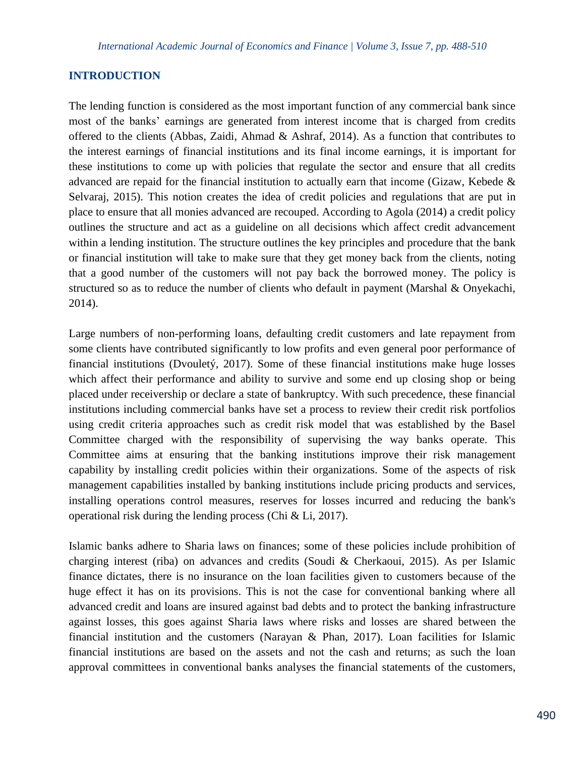## INTRODUCTION

The lending function is considered as the most important function of any commercial bank since most of the banks' earnings are generated from interest income that is charged from credits offered to the clients (Abbas, Zaidi, Ahmad & Ashraf, 2014). As a function that contributes to the interest earnings of financial institutions and its final income earnings, it is important for these institutions to come up with policies that regulate the sector and ensure that all credits advanced are repaid for the financial institution to actually earn that income (Gizaw, Kebede & Selvaraj, 2015). This notion creates the idea of credit policies and regulations that are put in place to ensure that all monies advanced are recouped. According to Agola (2014) a credit policy outlines the structure and act as a guideline on all decisions which affect credit advancement within a lending institution. The structure outlines the key principles and procedure that the bank or financial institution will take to make sure that they get money back from the clients, noting that a good number of the customers will not pay back the borrowed money. The policy is structured so as to reduce the number of clients who default in payment (Marshal & Onyekachi, 2014).

Large numbers of non-performing loans, defaulting credit customers and late repayment from some clients have contributed significantly to low profits and even general poor performance of financial institutions (Dvouletý, 2017). Some of these financial institutions make huge losses which affect their performance and ability to survive and some end up closing shop or being placed under receivership or declare a state of bankruptcy. With such precedence, these financial institutions including commercial banks have set a process to review their credit risk portfolios using credit criteria approaches such as credit risk model that was established by the Basel Committee charged with the responsibility of supervising the way banks operate. This Committee aims at ensuring that the banking institutions improve their risk management capability by installing credit policies within their organizations. Some of the aspects of risk management capabilities installed by banking institutions include pricing products and services, installing operations control measures, reserves for losses incurred and reducing the bank's operational risk during the lending process (Chi & Li, 2017).

Islamic banks adhere to Sharia laws on finances; some of these policies include prohibition of charging interest (riba) on advances and credits (Soudi & Cherkaoui, 2015). As per Islamic finance dictates, there is no insurance on the loan facilities given to customers because of the huge effect it has on its provisions. This is not the case for conventional banking where all advanced credit and loans are insured against bad debts and to protect the banking infrastructure against losses, this goes against Sharia laws where risks and losses are shared between the financial institution and the customers (Narayan & Phan, 2017). Loan facilities for Islamic financial institutions are based on the assets and not the cash and returns; as such the loan approval committees in conventional banks analyses the financial statements of the customers,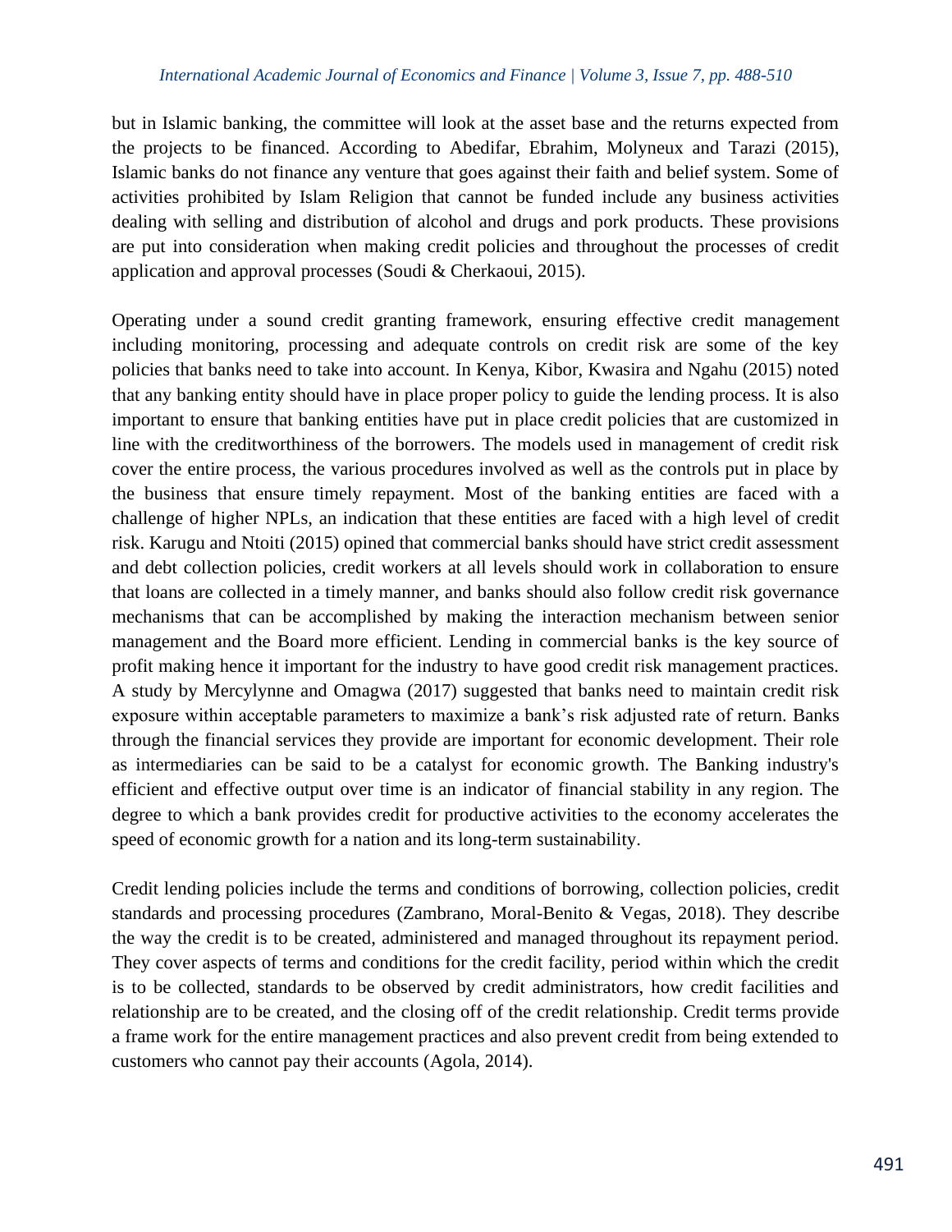but in Islamic banking, the committee will look at the asset base and the returns expected from the projects to be financed. According to Abedifar, Ebrahim, Molyneux and Tarazi (2015), Islamic banks do not finance any venture that goes against their faith and belief system. Some of activities prohibited by Islam Religion that cannot be funded include any business activities dealing with selling and distribution of alcohol and drugs and pork products. These provisions are put into consideration when making credit policies and throughout the processes of credit application and approval processes (Soudi & Cherkaoui, 2015).

Operating under a sound credit granting framework, ensuring effective credit management including monitoring, processing and adequate controls on credit risk are some of the key policies that banks need to take into account. In Kenya, Kibor, Kwasira and Ngahu (2015) noted that any banking entity should have in place proper policy to guide the lending process. It is also important to ensure that banking entities have put in place credit policies that are customized in line with the creditworthiness of the borrowers. The models used in management of credit risk cover the entire process, the various procedures involved as well as the controls put in place by the business that ensure timely repayment. Most of the banking entities are faced with a challenge of higher NPLs, an indication that these entities are faced with a high level of credit risk. Karugu and Ntoiti (2015) opined that commercial banks should have strict credit assessment and debt collection policies, credit workers at all levels should work in collaboration to ensure that loans are collected in a timely manner, and banks should also follow credit risk governance mechanisms that can be accomplished by making the interaction mechanism between senior management and the Board more efficient. Lending in commercial banks is the key source of profit making hence it important for the industry to have good credit risk management practices. A study by Mercylynne and Omagwa (2017) suggested that banks need to maintain credit risk exposure within acceptable parameters to maximize a bank's risk adjusted rate of return. Banks through the financial services they provide are important for economic development. Their role as intermediaries can be said to be a catalyst for economic growth. The Banking industry's efficient and effective output over time is an indicator of financial stability in any region. The degree to which a bank provides credit for productive activities to the economy accelerates the speed of economic growth for a nation and its long-term sustainability.

Credit lending policies include the terms and conditions of borrowing, collection policies, credit standards and processing procedures (Zambrano, Moral-Benito & Vegas, 2018). They describe the way the credit is to be created, administered and managed throughout its repayment period. They cover aspects of terms and conditions for the credit facility, period within which the credit is to be collected, standards to be observed by credit administrators, how credit facilities and relationship are to be created, and the closing off of the credit relationship. Credit terms provide a frame work for the entire management practices and also prevent credit from being extended to customers who cannot pay their accounts (Agola, 2014).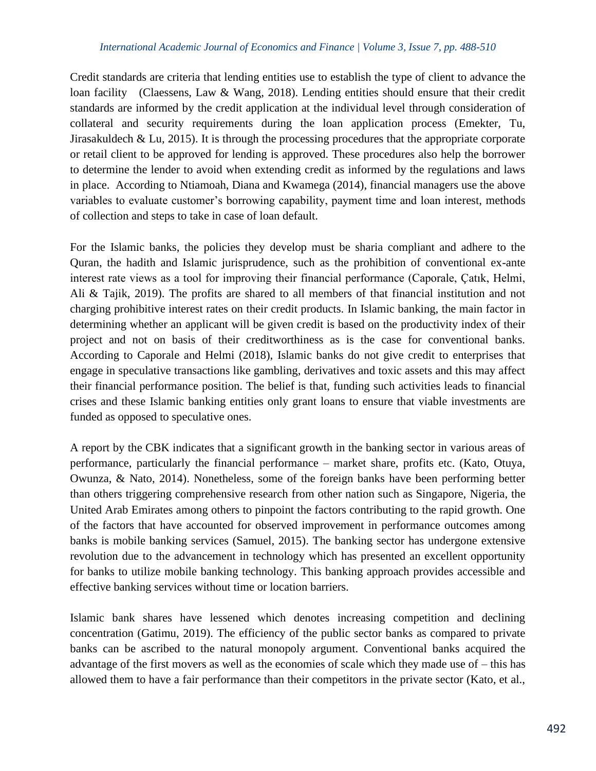Credit standards are criteria that lending entities use to establish the type of client to advance the loan facility (Claessens, Law & Wang, 2018). Lending entities should ensure that their credit standards are informed by the credit application at the individual level through consideration of collateral and security requirements during the loan application process (Emekter, Tu, Jirasakuldech & Lu, 2015). It is through the processing procedures that the appropriate corporate or retail client to be approved for lending is approved. These procedures also help the borrower to determine the lender to avoid when extending credit as informed by the regulations and laws in place. According to Ntiamoah, Diana and Kwamega (2014), financial managers use the above variables to evaluate customer's borrowing capability, payment time and loan interest, methods of collection and steps to take in case of loan default.

For the Islamic banks, the policies they develop must be sharia compliant and adhere to the Quran, the hadith and Islamic jurisprudence, such as the prohibition of conventional ex-ante interest rate views as a tool for improving their financial performance (Caporale, Çatık, Helmi, Ali & Tajik, 2019). The profits are shared to all members of that financial institution and not charging prohibitive interest rates on their credit products. In Islamic banking, the main factor in determining whether an applicant will be given credit is based on the productivity index of their project and not on basis of their creditworthiness as is the case for conventional banks. According to Caporale and Helmi (2018), Islamic banks do not give credit to enterprises that engage in speculative transactions like gambling, derivatives and toxic assets and this may affect their financial performance position. The belief is that, funding such activities leads to financial crises and these Islamic banking entities only grant loans to ensure that viable investments are funded as opposed to speculative ones.

A report by the CBK indicates that a significant growth in the banking sector in various areas of performance, particularly the financial performance – market share, profits etc. (Kato, Otuya, Owunza, & Nato, 2014). Nonetheless, some of the foreign banks have been performing better than others triggering comprehensive research from other nation such as Singapore, Nigeria, the United Arab Emirates among others to pinpoint the factors contributing to the rapid growth. One of the factors that have accounted for observed improvement in performance outcomes among banks is mobile banking services (Samuel, 2015). The banking sector has undergone extensive revolution due to the advancement in technology which has presented an excellent opportunity for banks to utilize mobile banking technology. This banking approach provides accessible and effective banking services without time or location barriers.

Islamic bank shares have lessened which denotes increasing competition and declining concentration (Gatimu, 2019). The efficiency of the public sector banks as compared to private banks can be ascribed to the natural monopoly argument. Conventional banks acquired the advantage of the first movers as well as the economies of scale which they made use of – this has allowed them to have a fair performance than their competitors in the private sector (Kato, et al.,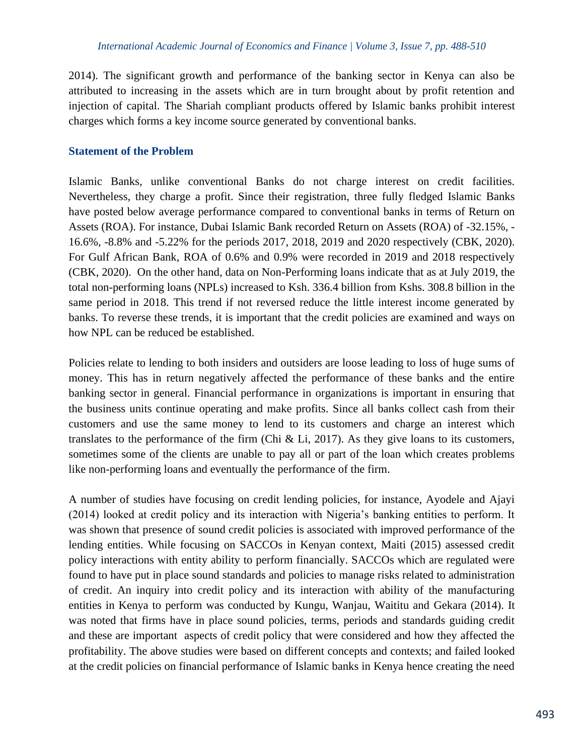2014). The significant growth and performance of the banking sector in Kenya can also be attributed to increasing in the assets which are in turn brought about by profit retention and injection of capital. The Shariah compliant products offered by Islamic banks prohibit interest charges which forms a key income source generated by conventional banks.

## Statement of the Problem

Islamic Banks, unlike conventional Banks do not charge interest on credit facilities. Nevertheless, they charge a profit. Since their registration, three fully fledged Islamic Banks have posted below average performance compared to conventional banks in terms of Return on Assets (ROA). For instance, Dubai Islamic Bank recorded Return on Assets (ROA) of -32.15%, -16.6%, -8.8% and -5.22% for the periods 2017, 2018, 2019 and 2020 respectively (CBK, 2020). For Gulf African Bank, ROA of 0.6% and 0.9% were recorded in 2019 and 2018 respectively (CBK, 2020). On the other hand, data on Non-Performing loans indicate that as at July 2019, the total non-performing loans (NPLs) increased to Ksh. 336.4 billion from Kshs. 308.8 billion in the same period in 2018. This trend if not reversed reduce the little interest income generated by banks. To reverse these trends, it is important that the credit policies are examined and ways on how NPL can be reduced be established.

Policies relate to lending to both insiders and outsiders are loose leading to loss of huge sums of money. This has in return negatively affected the performance of these banks and the entire banking sector in general. Financial performance in organizations is important in ensuring that the business units continue operating and make profits. Since all banks collect cash from their customers and use the same money to lend to its customers and charge an interest which translates to the performance of the firm (Chi & Li, 2017). As they give loans to its customers, sometimes some of the clients are unable to pay all or part of the loan which creates problems like non-performing loans and eventually the performance of the firm.

A number of studies have focusing on credit lending policies, for instance, Ayodele and Ajayi (2014) looked at credit policy and its interaction with Nigeria's banking entities to perform. It was shown that presence of sound credit policies is associated with improved performance of the lending entities. While focusing on SACCOs in Kenyan context, Maiti (2015) assessed credit policy interactions with entity ability to perform financially. SACCOs which are regulated were found to have put in place sound standards and policies to manage risks related to administration of credit. An inquiry into credit policy and its interaction with ability of the manufacturing entities in Kenya to perform was conducted by Kungu, Wanjau, Waititu and Gekara (2014). It was noted that firms have in place sound policies, terms, periods and standards guiding credit and these are important aspects of credit policy that were considered and how they affected the profitability. The above studies were based on different concepts and contexts; and failed looked at the credit policies on financial performance of Islamic banks in Kenya hence creating the need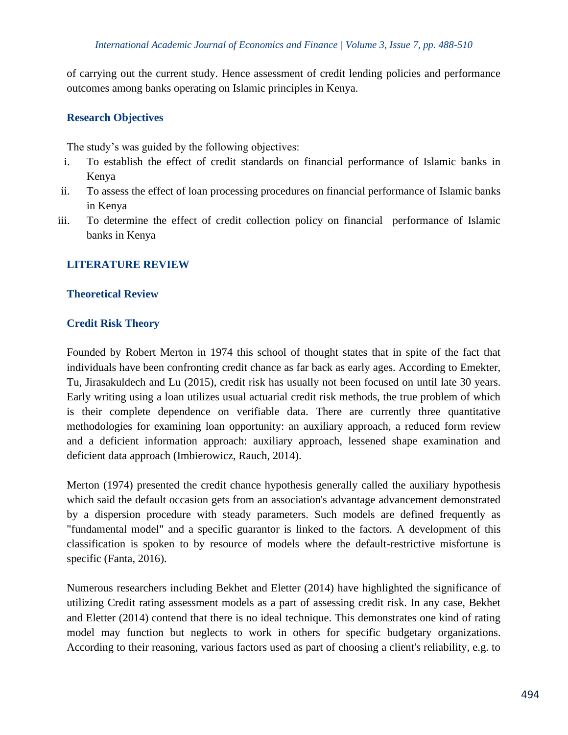of carrying out the current study. Hence assessment of credit lending policies and performance outcomes among banks operating on Islamic principles in Kenya.

## Research Objectives

The study's was guided by the following objectives:

i. To establish the effect of credit standards on financial performance of Islamic banks in Kenya
ii. To assess the effect of loan processing procedures on financial performance of Islamic banks in Kenya
iii. To determine the effect of credit collection policy on financial performance of Islamic banks in Kenya

## LITERATURE REVIEW

### Theoretical Review

### Credit Risk Theory

Founded by Robert Merton in 1974 this school of thought states that in spite of the fact that individuals have been confronting credit chance as far back as early ages. According to Emekter, Tu, Jirasakuldech and Lu (2015), credit risk has usually not been focused on until late 30 years. Early writing using a loan utilizes usual actuarial credit risk methods, the true problem of which is their complete dependence on verifiable data. There are currently three quantitative methodologies for examining loan opportunity: an auxiliary approach, a reduced form review and a deficient information approach: auxiliary approach, lessened shape examination and deficient data approach (Imbierowicz, Rauch, 2014).

Merton (1974) presented the credit chance hypothesis generally called the auxiliary hypothesis which said the default occasion gets from an association's advantage advancement demonstrated by a dispersion procedure with steady parameters. Such models are defined frequently as "fundamental model" and a specific guarantor is linked to the factors. A development of this classification is spoken to by resource of models where the default-restrictive misfortune is specific (Fanta, 2016).

Numerous researchers including Bekhet and Eletter (2014) have highlighted the significance of utilizing Credit rating assessment models as a part of assessing credit risk. In any case, Bekhet and Eletter (2014) contend that there is no ideal technique. This demonstrates one kind of rating model may function but neglects to work in others for specific budgetary organizations. According to their reasoning, various factors used as part of choosing a client's reliability, e.g. to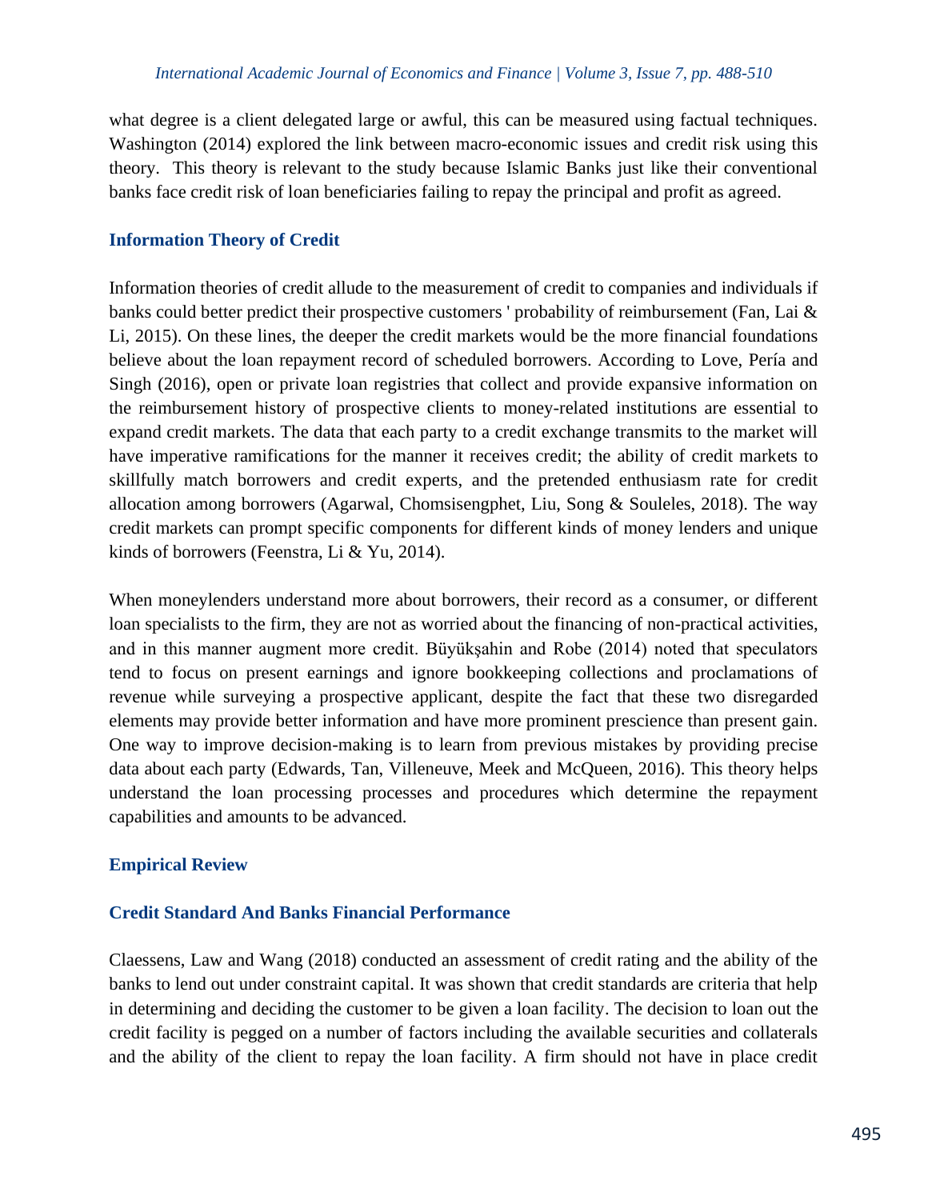what degree is a client delegated large or awful, this can be measured using factual techniques. Washington (2014) explored the link between macro-economic issues and credit risk using this theory. This theory is relevant to the study because Islamic Banks just like their conventional banks face credit risk of loan beneficiaries failing to repay the principal and profit as agreed.

### Information Theory of Credit

Information theories of credit allude to the measurement of credit to companies and individuals if banks could better predict their prospective customers ' probability of reimbursement (Fan, Lai & Li, 2015). On these lines, the deeper the credit markets would be the more financial foundations believe about the loan repayment record of scheduled borrowers. According to Love, Pería and Singh (2016), open or private loan registries that collect and provide expansive information on the reimbursement history of prospective clients to money-related institutions are essential to expand credit markets. The data that each party to a credit exchange transmits to the market will have imperative ramifications for the manner it receives credit; the ability of credit markets to skillfully match borrowers and credit experts, and the pretended enthusiasm rate for credit allocation among borrowers (Agarwal, Chomsisengphet, Liu, Song & Souleles, 2018). The way credit markets can prompt specific components for different kinds of money lenders and unique kinds of borrowers (Feenstra, Li & Yu, 2014).

When moneylenders understand more about borrowers, their record as a consumer, or different loan specialists to the firm, they are not as worried about the financing of non-practical activities, and in this manner augment more credit. Büyükşahin and Robe (2014) noted that speculators tend to focus on present earnings and ignore bookkeeping collections and proclamations of revenue while surveying a prospective applicant, despite the fact that these two disregarded elements may provide better information and have more prominent prescience than present gain. One way to improve decision-making is to learn from previous mistakes by providing precise data about each party (Edwards, Tan, Villeneuve, Meek and McQueen, 2016). This theory helps understand the loan processing processes and procedures which determine the repayment capabilities and amounts to be advanced.

## Empirical Review

### Credit Standard And Banks Financial Performance

Claessens, Law and Wang (2018) conducted an assessment of credit rating and the ability of the banks to lend out under constraint capital. It was shown that credit standards are criteria that help in determining and deciding the customer to be given a loan facility. The decision to loan out the credit facility is pegged on a number of factors including the available securities and collaterals and the ability of the client to repay the loan facility. A firm should not have in place credit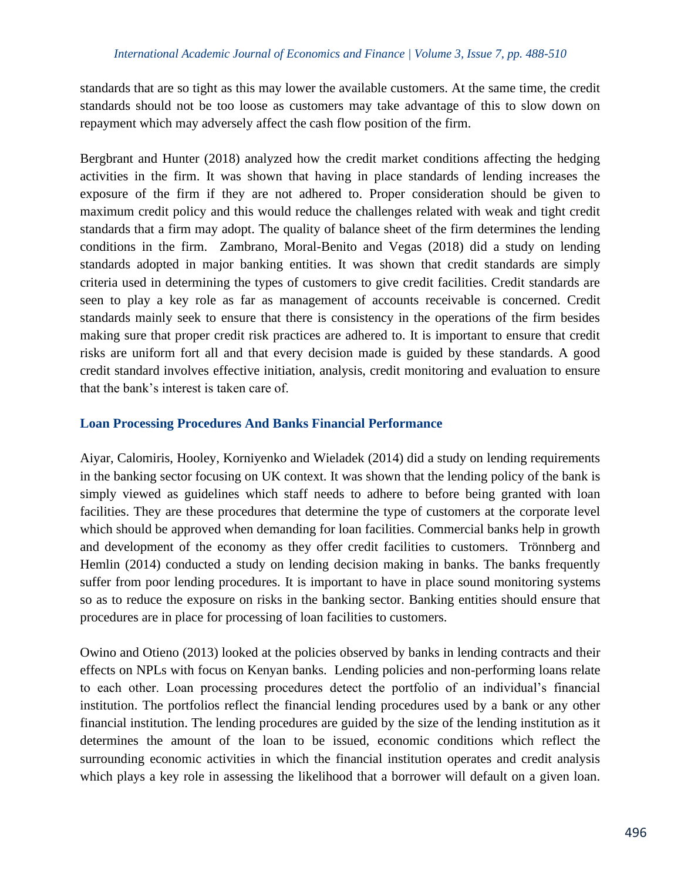standards that are so tight as this may lower the available customers. At the same time, the credit standards should not be too loose as customers may take advantage of this to slow down on repayment which may adversely affect the cash flow position of the firm.

Bergbrant and Hunter (2018) analyzed how the credit market conditions affecting the hedging activities in the firm. It was shown that having in place standards of lending increases the exposure of the firm if they are not adhered to. Proper consideration should be given to maximum credit policy and this would reduce the challenges related with weak and tight credit standards that a firm may adopt. The quality of balance sheet of the firm determines the lending conditions in the firm. Zambrano, Moral-Benito and Vegas (2018) did a study on lending standards adopted in major banking entities. It was shown that credit standards are simply criteria used in determining the types of customers to give credit facilities. Credit standards are seen to play a key role as far as management of accounts receivable is concerned. Credit standards mainly seek to ensure that there is consistency in the operations of the firm besides making sure that proper credit risk practices are adhered to. It is important to ensure that credit risks are uniform fort all and that every decision made is guided by these standards. A good credit standard involves effective initiation, analysis, credit monitoring and evaluation to ensure that the bank's interest is taken care of.

### Loan Processing Procedures And Banks Financial Performance

Aiyar, Calomiris, Hooley, Korniyenko and Wieladek (2014) did a study on lending requirements in the banking sector focusing on UK context. It was shown that the lending policy of the bank is simply viewed as guidelines which staff needs to adhere to before being granted with loan facilities. They are these procedures that determine the type of customers at the corporate level which should be approved when demanding for loan facilities. Commercial banks help in growth and development of the economy as they offer credit facilities to customers. Trönnberg and Hemlin (2014) conducted a study on lending decision making in banks. The banks frequently suffer from poor lending procedures. It is important to have in place sound monitoring systems so as to reduce the exposure on risks in the banking sector. Banking entities should ensure that procedures are in place for processing of loan facilities to customers.

Owino and Otieno (2013) looked at the policies observed by banks in lending contracts and their effects on NPLs with focus on Kenyan banks. Lending policies and non-performing loans relate to each other. Loan processing procedures detect the portfolio of an individual's financial institution. The portfolios reflect the financial lending procedures used by a bank or any other financial institution. The lending procedures are guided by the size of the lending institution as it determines the amount of the loan to be issued, economic conditions which reflect the surrounding economic activities in which the financial institution operates and credit analysis which plays a key role in assessing the likelihood that a borrower will default on a given loan.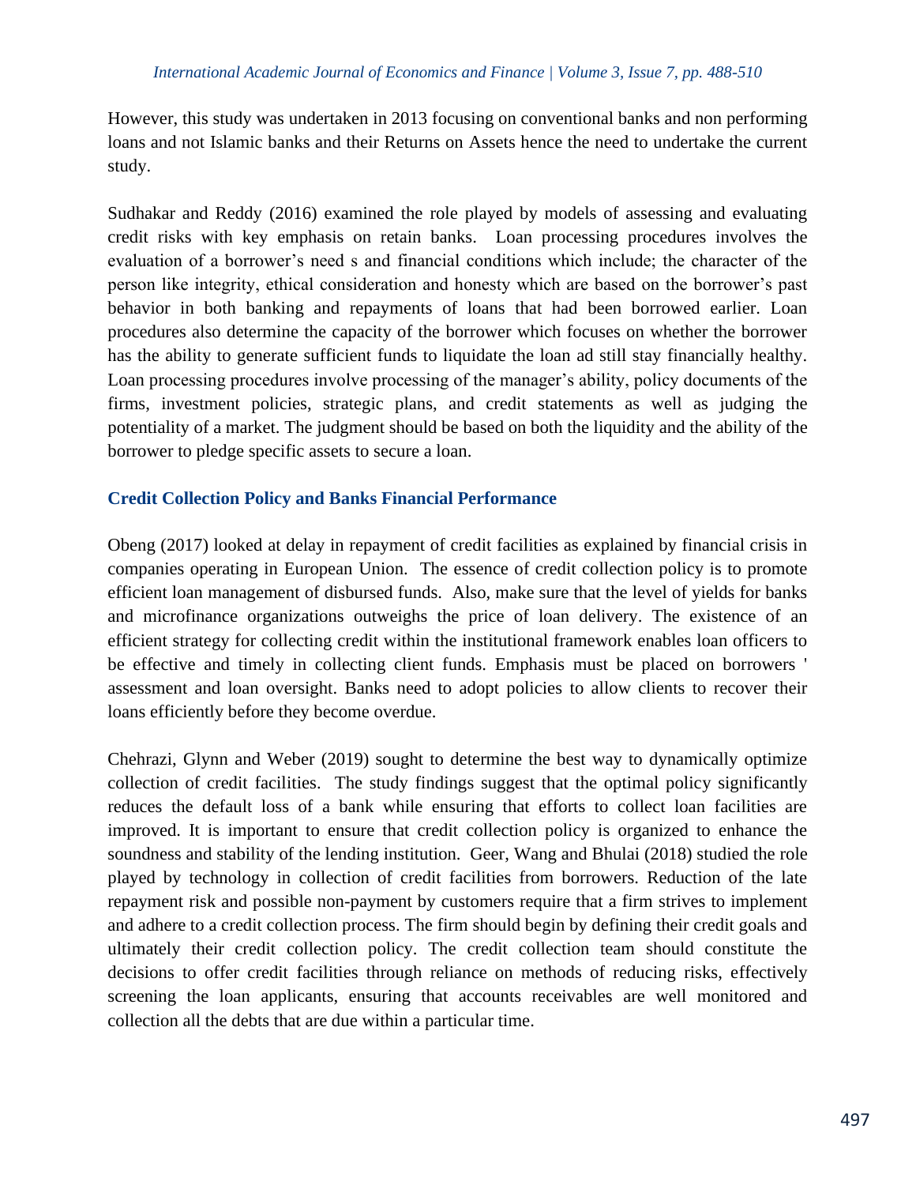However, this study was undertaken in 2013 focusing on conventional banks and non performing loans and not Islamic banks and their Returns on Assets hence the need to undertake the current study.

Sudhakar and Reddy (2016) examined the role played by models of assessing and evaluating credit risks with key emphasis on retain banks. Loan processing procedures involves the evaluation of a borrower's need s and financial conditions which include; the character of the person like integrity, ethical consideration and honesty which are based on the borrower's past behavior in both banking and repayments of loans that had been borrowed earlier. Loan procedures also determine the capacity of the borrower which focuses on whether the borrower has the ability to generate sufficient funds to liquidate the loan ad still stay financially healthy. Loan processing procedures involve processing of the manager's ability, policy documents of the firms, investment policies, strategic plans, and credit statements as well as judging the potentiality of a market. The judgment should be based on both the liquidity and the ability of the borrower to pledge specific assets to secure a loan.

### Credit Collection Policy and Banks Financial Performance

Obeng (2017) looked at delay in repayment of credit facilities as explained by financial crisis in companies operating in European Union. The essence of credit collection policy is to promote efficient loan management of disbursed funds. Also, make sure that the level of yields for banks and microfinance organizations outweighs the price of loan delivery. The existence of an efficient strategy for collecting credit within the institutional framework enables loan officers to be effective and timely in collecting client funds. Emphasis must be placed on borrowers ' assessment and loan oversight. Banks need to adopt policies to allow clients to recover their loans efficiently before they become overdue.

Chehrazi, Glynn and Weber (2019) sought to determine the best way to dynamically optimize collection of credit facilities. The study findings suggest that the optimal policy significantly reduces the default loss of a bank while ensuring that efforts to collect loan facilities are improved. It is important to ensure that credit collection policy is organized to enhance the soundness and stability of the lending institution. Geer, Wang and Bhulai (2018) studied the role played by technology in collection of credit facilities from borrowers. Reduction of the late repayment risk and possible non-payment by customers require that a firm strives to implement and adhere to a credit collection process. The firm should begin by defining their credit goals and ultimately their credit collection policy. The credit collection team should constitute the decisions to offer credit facilities through reliance on methods of reducing risks, effectively screening the loan applicants, ensuring that accounts receivables are well monitored and collection all the debts that are due within a particular time.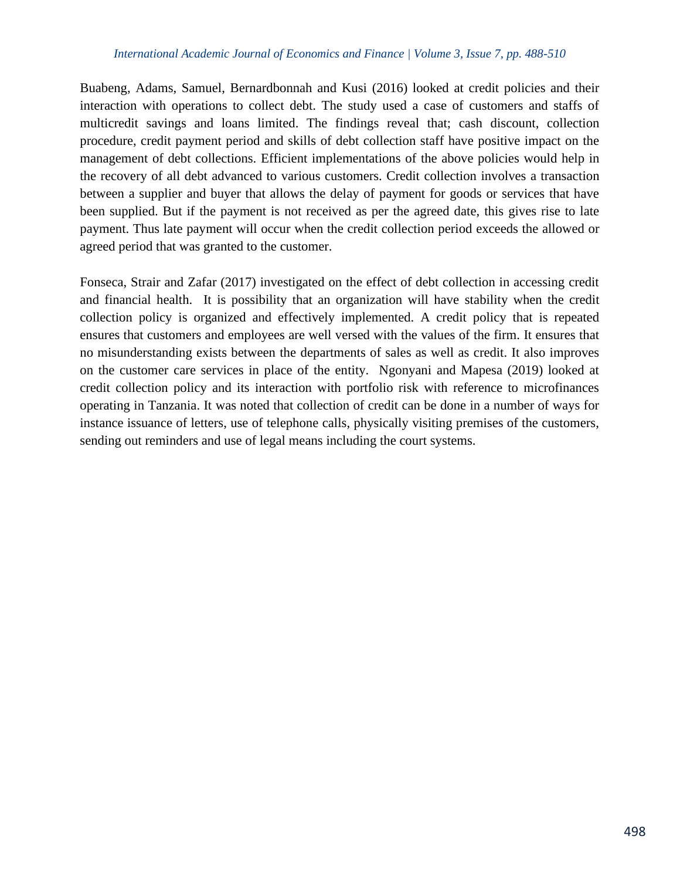Buabeng, Adams, Samuel, Bernardbonnah and Kusi (2016) looked at credit policies and their interaction with operations to collect debt. The study used a case of customers and staffs of multicredit savings and loans limited. The findings reveal that; cash discount, collection procedure, credit payment period and skills of debt collection staff have positive impact on the management of debt collections. Efficient implementations of the above policies would help in the recovery of all debt advanced to various customers. Credit collection involves a transaction between a supplier and buyer that allows the delay of payment for goods or services that have been supplied. But if the payment is not received as per the agreed date, this gives rise to late payment. Thus late payment will occur when the credit collection period exceeds the allowed or agreed period that was granted to the customer.

Fonseca, Strair and Zafar (2017) investigated on the effect of debt collection in accessing credit and financial health. It is possibility that an organization will have stability when the credit collection policy is organized and effectively implemented. A credit policy that is repeated ensures that customers and employees are well versed with the values of the firm. It ensures that no misunderstanding exists between the departments of sales as well as credit. It also improves on the customer care services in place of the entity. Ngonyani and Mapesa (2019) looked at credit collection policy and its interaction with portfolio risk with reference to microfinances operating in Tanzania. It was noted that collection of credit can be done in a number of ways for instance issuance of letters, use of telephone calls, physically visiting premises of the customers, sending out reminders and use of legal means including the court systems.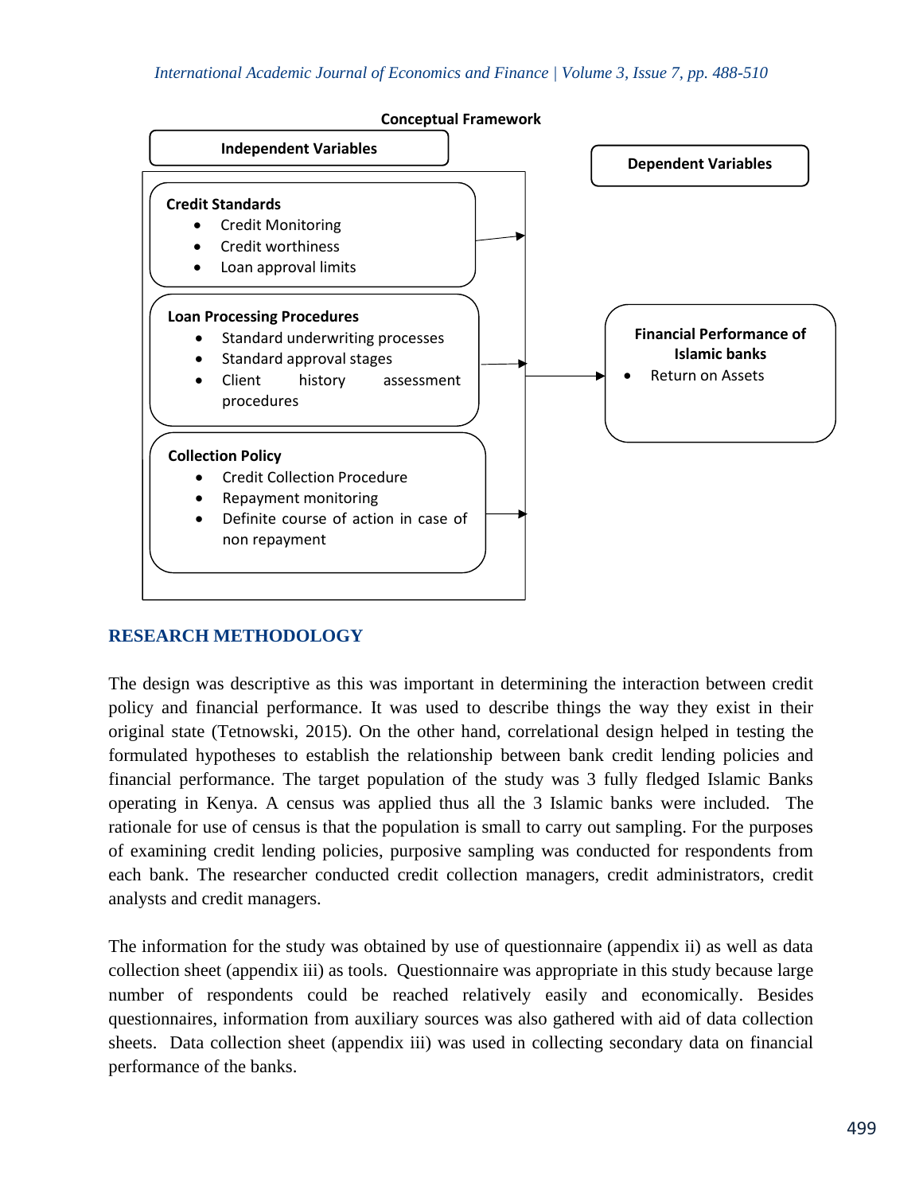**Conceptual Framework**

**Independent Variables**

**Credit Standards**

- Credit Monitoring
- Credit worthiness
- Loan approval limits

**Loan Processing Procedures**

- Standard underwriting processes
- Standard approval stages
- Client history assessment procedures

**Collection Policy**

- Credit Collection Procedure
- Repayment monitoring
- Definite course of action in case of non repayment

**Dependent Variables**

**Financial Performance of Islamic banks**

- Return on Assets

## RESEARCH METHODOLOGY

The design was descriptive as this was important in determining the interaction between credit policy and financial performance. It was used to describe things the way they exist in their original state (Tetnowski, 2015). On the other hand, correlational design helped in testing the formulated hypotheses to establish the relationship between bank credit lending policies and financial performance. The target population of the study was 3 fully fledged Islamic Banks operating in Kenya. A census was applied thus all the 3 Islamic banks were included. The rationale for use of census is that the population is small to carry out sampling. For the purposes of examining credit lending policies, purposive sampling was conducted for respondents from each bank. The researcher conducted credit collection managers, credit administrators, credit analysts and credit managers.

The information for the study was obtained by use of questionnaire (appendix ii) as well as data collection sheet (appendix iii) as tools. Questionnaire was appropriate in this study because large number of respondents could be reached relatively easily and economically. Besides questionnaires, information from auxiliary sources was also gathered with aid of data collection sheets. Data collection sheet (appendix iii) was used in collecting secondary data on financial performance of the banks.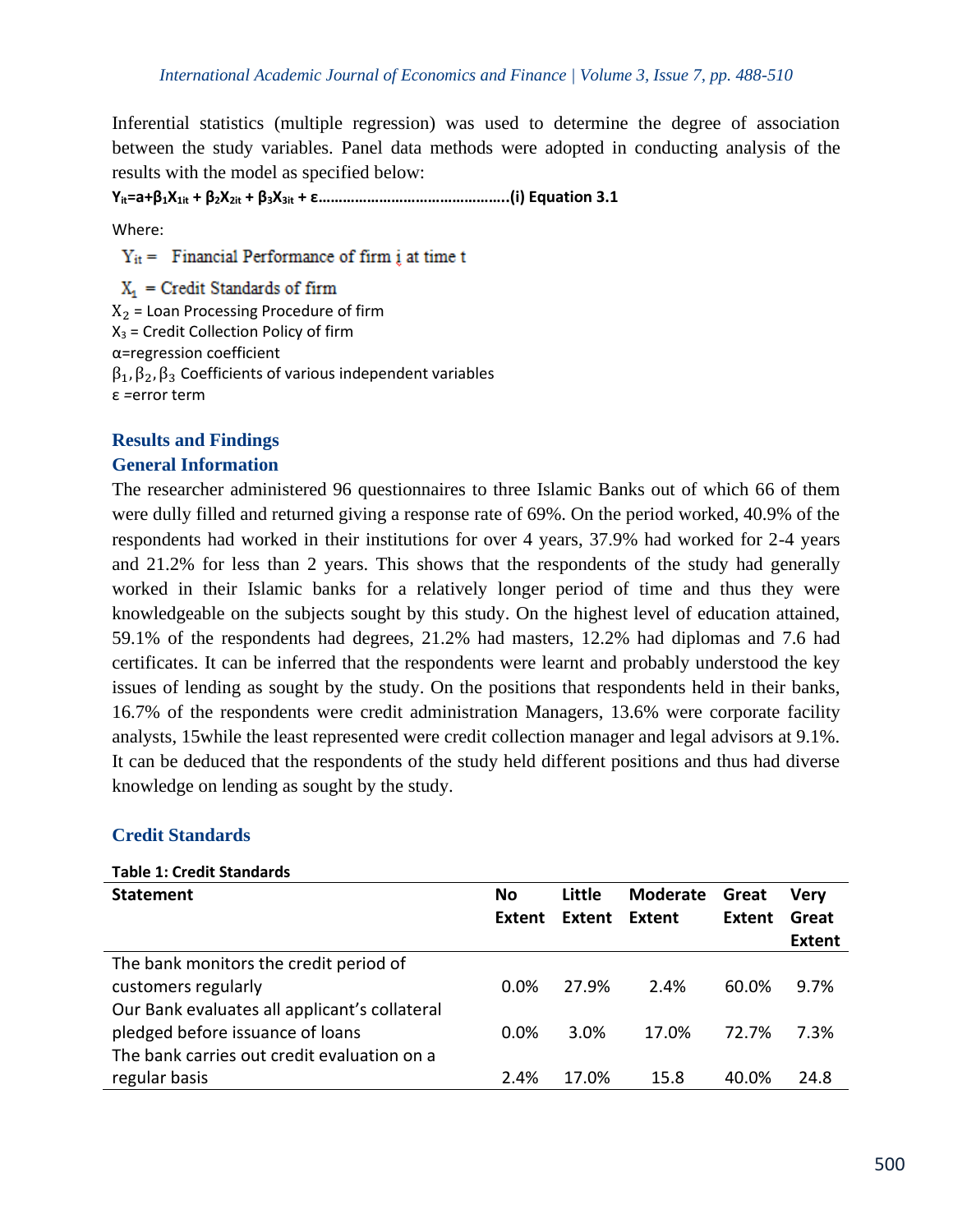Inferential statistics (multiple regression) was used to determine the degree of association between the study variables. Panel data methods were adopted in conducting analysis of the results with the model as specified below:

$$Y_{it}=a+\beta_1X_{1it} + \beta_2X_{2it} + \beta_3X_{3it} + \varepsilon \text{..............................................(i) Equation 3.1}$$

Where:

$Y_{it}$ = Financial Performance of firm i at time t

$X_1$ = Credit Standards of firm

$X_2$ = Loan Processing Procedure of firm

$X_3$ = Credit Collection Policy of firm

α=regression coefficient

$\beta_1, \beta_2, \beta_3$ Coefficients of various independent variables

ε =error term

## Results and Findings

### General Information

The researcher administered 96 questionnaires to three Islamic Banks out of which 66 of them were dully filled and returned giving a response rate of 69%. On the period worked, 40.9% of the respondents had worked in their institutions for over 4 years, 37.9% had worked for 2-4 years and 21.2% for less than 2 years. This shows that the respondents of the study had generally worked in their Islamic banks for a relatively longer period of time and thus they were knowledgeable on the subjects sought by this study. On the highest level of education attained, 59.1% of the respondents had degrees, 21.2% had masters, 12.2% had diplomas and 7.6 had certificates. It can be inferred that the respondents were learnt and probably understood the key issues of lending as sought by the study. On the positions that respondents held in their banks, 16.7% of the respondents were credit administration Managers, 13.6% were corporate facility analysts, 15while the least represented were credit collection manager and legal advisors at 9.1%. It can be deduced that the respondents of the study held different positions and thus had diverse knowledge on lending as sought by the study.

### Credit Standards

**Table 1: Credit Standards**

| Statement | No Extent | Little Extent | Moderate Extent | Great Extent | Very Great Extent |
|---|---|---|---|---|---|
| The bank monitors the credit period of customers regularly | 0.0% | 27.9% | 2.4% | 60.0% | 9.7% |
| Our Bank evaluates all applicant's collateral pledged before issuance of loans | 0.0% | 3.0% | 17.0% | 72.7% | 7.3% |
| The bank carries out credit evaluation on a regular basis | 2.4% | 17.0% | 15.8 | 40.0% | 24.8 |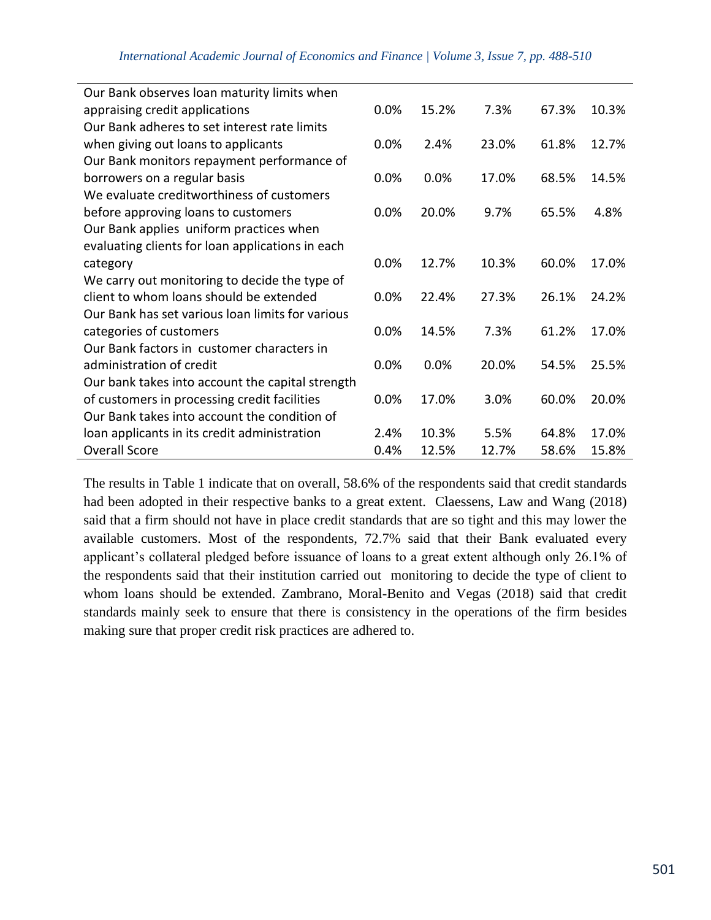| | | | | | |
|---|---|---|---|---|---|
| Our Bank observes loan maturity limits when appraising credit applications | 0.0% | 15.2% | 7.3% | 67.3% | 10.3% |
| Our Bank adheres to set interest rate limits when giving out loans to applicants | 0.0% | 2.4% | 23.0% | 61.8% | 12.7% |
| Our Bank monitors repayment performance of borrowers on a regular basis | 0.0% | 0.0% | 17.0% | 68.5% | 14.5% |
| We evaluate creditworthiness of customers before approving loans to customers | 0.0% | 20.0% | 9.7% | 65.5% | 4.8% |
| Our Bank applies uniform practices when evaluating clients for loan applications in each category | 0.0% | 12.7% | 10.3% | 60.0% | 17.0% |
| We carry out monitoring to decide the type of client to whom loans should be extended | 0.0% | 22.4% | 27.3% | 26.1% | 24.2% |
| Our Bank has set various loan limits for various categories of customers | 0.0% | 14.5% | 7.3% | 61.2% | 17.0% |
| Our Bank factors in customer characters in administration of credit | 0.0% | 0.0% | 20.0% | 54.5% | 25.5% |
| Our bank takes into account the capital strength of customers in processing credit facilities | 0.0% | 17.0% | 3.0% | 60.0% | 20.0% |
| Our Bank takes into account the condition of loan applicants in its credit administration | 2.4% | 10.3% | 5.5% | 64.8% | 17.0% |
| Overall Score | 0.4% | 12.5% | 12.7% | 58.6% | 15.8% |

The results in Table 1 indicate that on overall, 58.6% of the respondents said that credit standards had been adopted in their respective banks to a great extent. Claessens, Law and Wang (2018) said that a firm should not have in place credit standards that are so tight and this may lower the available customers. Most of the respondents, 72.7% said that their Bank evaluated every applicant's collateral pledged before issuance of loans to a great extent although only 26.1% of the respondents said that their institution carried out monitoring to decide the type of client to whom loans should be extended. Zambrano, Moral-Benito and Vegas (2018) said that credit standards mainly seek to ensure that there is consistency in the operations of the firm besides making sure that proper credit risk practices are adhered to.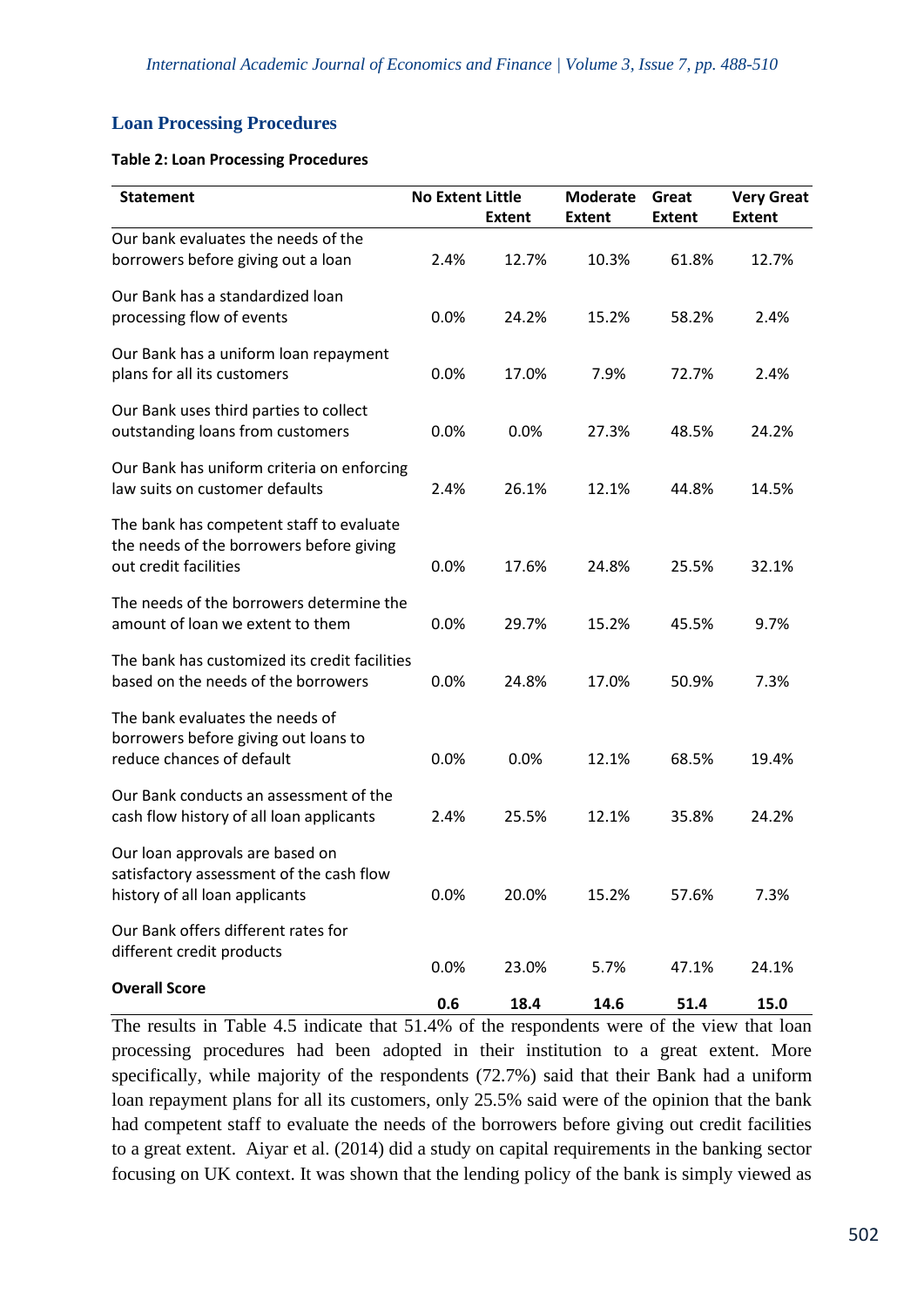## Loan Processing Procedures

**Table 2: Loan Processing Procedures**

| Statement | No Extent | Little Extent | Moderate Extent | Great Extent | Very Great Extent |
|---|---|---|---|---|---|
| Our bank evaluates the needs of the borrowers before giving out a loan | 2.4% | 12.7% | 10.3% | 61.8% | 12.7% |
| Our Bank has a standardized loan processing flow of events | 0.0% | 24.2% | 15.2% | 58.2% | 2.4% |
| Our Bank has a uniform loan repayment plans for all its customers | 0.0% | 17.0% | 7.9% | 72.7% | 2.4% |
| Our Bank uses third parties to collect outstanding loans from customers | 0.0% | 0.0% | 27.3% | 48.5% | 24.2% |
| Our Bank has uniform criteria on enforcing law suits on customer defaults | 2.4% | 26.1% | 12.1% | 44.8% | 14.5% |
| The bank has competent staff to evaluate the needs of the borrowers before giving out credit facilities | 0.0% | 17.6% | 24.8% | 25.5% | 32.1% |
| The needs of the borrowers determine the amount of loan we extent to them | 0.0% | 29.7% | 15.2% | 45.5% | 9.7% |
| The bank has customized its credit facilities based on the needs of the borrowers | 0.0% | 24.8% | 17.0% | 50.9% | 7.3% |
| The bank evaluates the needs of borrowers before giving out loans to reduce chances of default | 0.0% | 0.0% | 12.1% | 68.5% | 19.4% |
| Our Bank conducts an assessment of the cash flow history of all loan applicants | 2.4% | 25.5% | 12.1% | 35.8% | 24.2% |
| Our loan approvals are based on satisfactory assessment of the cash flow history of all loan applicants | 0.0% | 20.0% | 15.2% | 57.6% | 7.3% |
| Our Bank offers different rates for different credit products | 0.0% | 23.0% | 5.7% | 47.1% | 24.1% |
| **Overall Score** | **0.6** | **18.4** | **14.6** | **51.4** | **15.0** |

The results in Table 4.5 indicate that 51.4% of the respondents were of the view that loan processing procedures had been adopted in their institution to a great extent. More specifically, while majority of the respondents (72.7%) said that their Bank had a uniform loan repayment plans for all its customers, only 25.5% said were of the opinion that the bank had competent staff to evaluate the needs of the borrowers before giving out credit facilities to a great extent. Aiyar et al. (2014) did a study on capital requirements in the banking sector focusing on UK context. It was shown that the lending policy of the bank is simply viewed as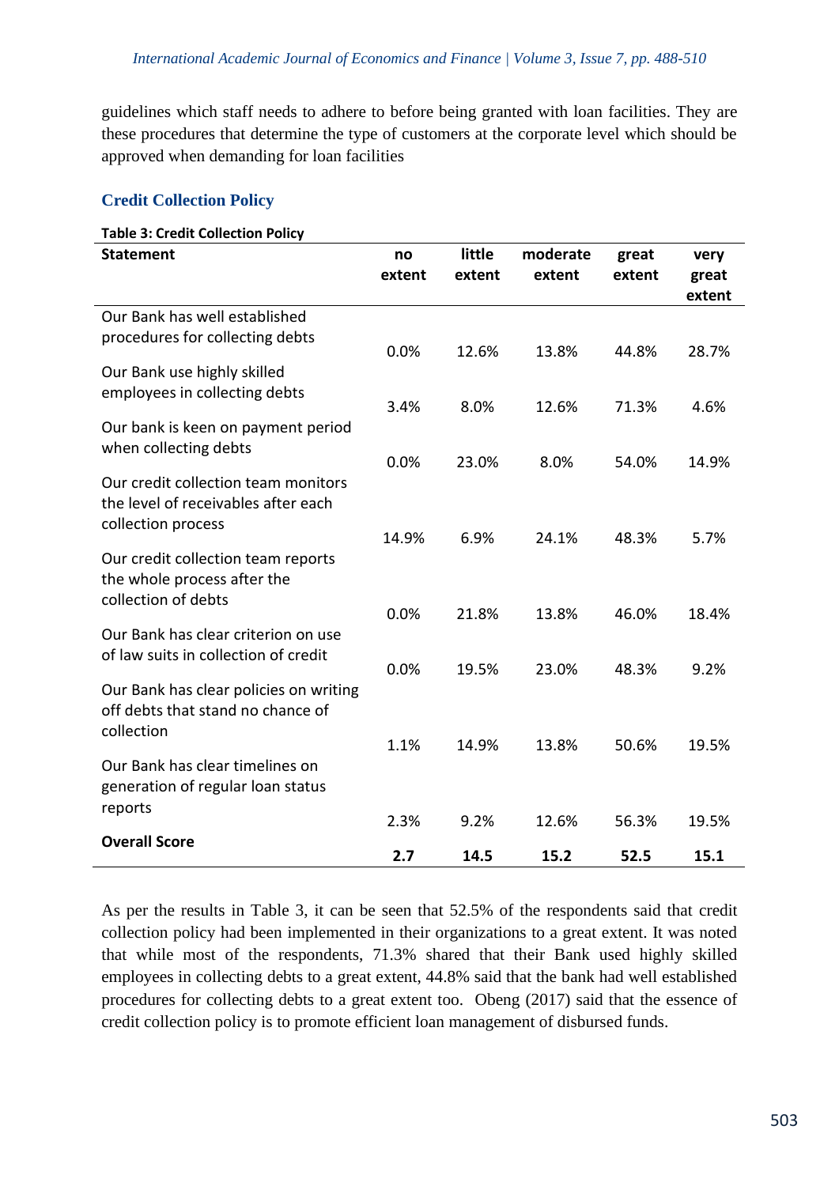guidelines which staff needs to adhere to before being granted with loan facilities. They are these procedures that determine the type of customers at the corporate level which should be approved when demanding for loan facilities

## Credit Collection Policy

**Table 3: Credit Collection Policy**

| Statement | no extent | little extent | moderate extent | great extent | very great extent |
|---|---|---|---|---|---|
| Our Bank has well established procedures for collecting debts | 0.0% | 12.6% | 13.8% | 44.8% | 28.7% |
| Our Bank use highly skilled employees in collecting debts | 3.4% | 8.0% | 12.6% | 71.3% | 4.6% |
| Our bank is keen on payment period when collecting debts | 0.0% | 23.0% | 8.0% | 54.0% | 14.9% |
| Our credit collection team monitors the level of receivables after each collection process | 14.9% | 6.9% | 24.1% | 48.3% | 5.7% |
| Our credit collection team reports the whole process after the collection of debts | 0.0% | 21.8% | 13.8% | 46.0% | 18.4% |
| Our Bank has clear criterion on use of law suits in collection of credit | 0.0% | 19.5% | 23.0% | 48.3% | 9.2% |
| Our Bank has clear policies on writing off debts that stand no chance of collection | 1.1% | 14.9% | 13.8% | 50.6% | 19.5% |
| Our Bank has clear timelines on generation of regular loan status reports | 2.3% | 9.2% | 12.6% | 56.3% | 19.5% |
| **Overall Score** | **2.7** | **14.5** | **15.2** | **52.5** | **15.1** |

As per the results in Table 3, it can be seen that 52.5% of the respondents said that credit collection policy had been implemented in their organizations to a great extent. It was noted that while most of the respondents, 71.3% shared that their Bank used highly skilled employees in collecting debts to a great extent, 44.8% said that the bank had well established procedures for collecting debts to a great extent too. Obeng (2017) said that the essence of credit collection policy is to promote efficient loan management of disbursed funds.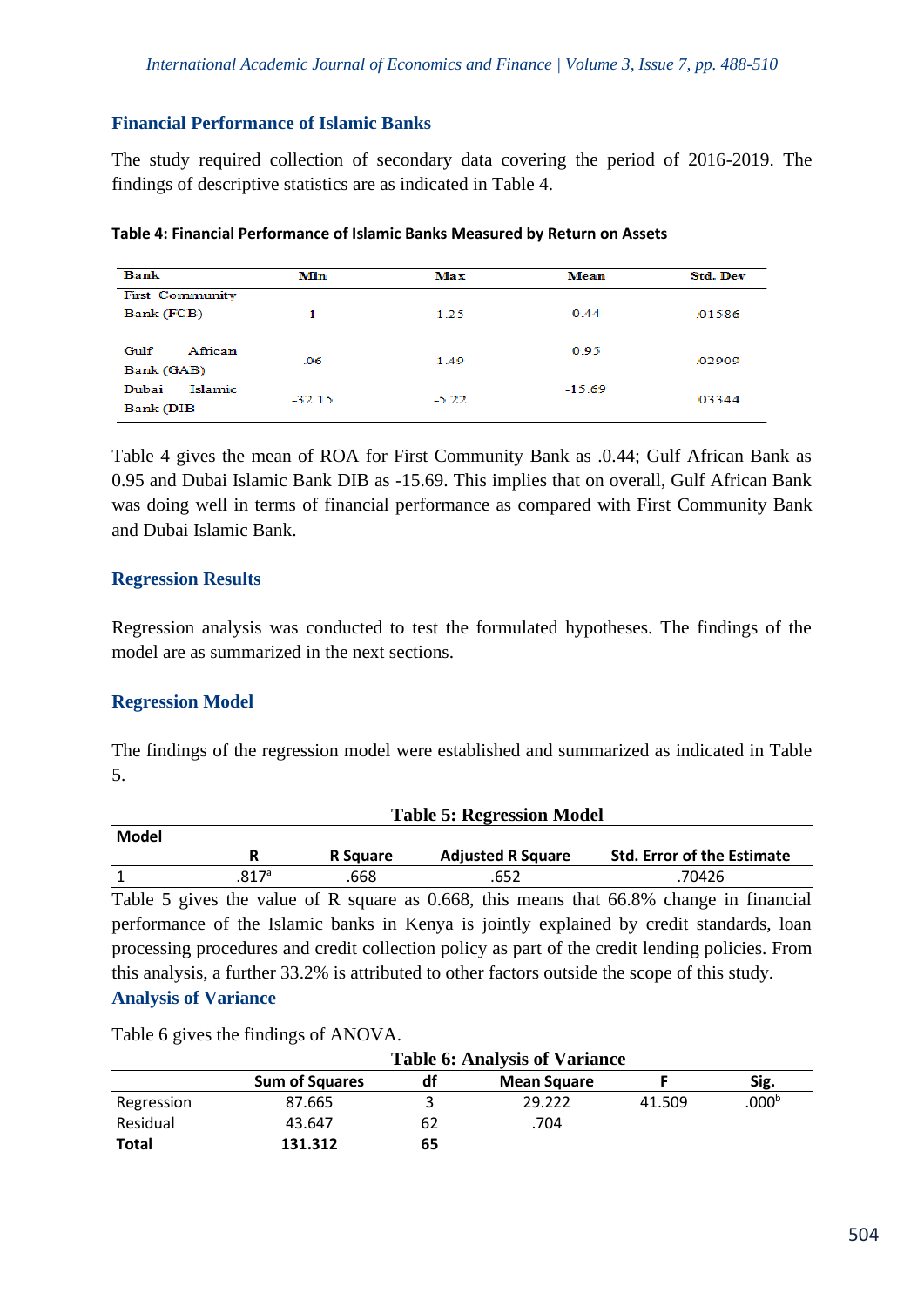## Financial Performance of Islamic Banks

The study required collection of secondary data covering the period of 2016-2019. The findings of descriptive statistics are as indicated in Table 4.

**Table 4: Financial Performance of Islamic Banks Measured by Return on Assets**

| Bank | Min | Max | Mean | Std. Dev |
|---|---|---|---|---|
| First Community Bank (FCB) | 1 | 1.25 | 0.44 | .01586 |
| Gulf African Bank (GAB) | .06 | 1.49 | 0.95 | .02909 |
| Dubai Islamic Bank (DIB | -32.15 | -5.22 | -15.69 | .03344 |

Table 4 gives the mean of ROA for First Community Bank as .0.44; Gulf African Bank as 0.95 and Dubai Islamic Bank DIB as -15.69. This implies that on overall, Gulf African Bank was doing well in terms of financial performance as compared with First Community Bank and Dubai Islamic Bank.

## Regression Results

Regression analysis was conducted to test the formulated hypotheses. The findings of the model are as summarized in the next sections.

## Regression Model

The findings of the regression model were established and summarized as indicated in Table 5.

**Table 5: Regression Model**

| Model | R | R Square | Adjusted R Square | Std. Error of the Estimate |
|---|---|---|---|---|
| 1 | .817[a] | .668 | .652 | .70426 |

Table 5 gives the value of R square as 0.668, this means that 66.8% change in financial performance of the Islamic banks in Kenya is jointly explained by credit standards, loan processing procedures and credit collection policy as part of the credit lending policies. From this analysis, a further 33.2% is attributed to other factors outside the scope of this study.

## Analysis of Variance

Table 6 gives the findings of ANOVA.

**Table 6: Analysis of Variance**

| | Sum of Squares | df | Mean Square | F | Sig. |
|---|---|---|---|---|---|
| Regression | 87.665 | 3 | 29.222 | 41.509 | .000[b] |
| Residual | 43.647 | 62 | .704 | | |
| **Total** | **131.312** | **65** | | | |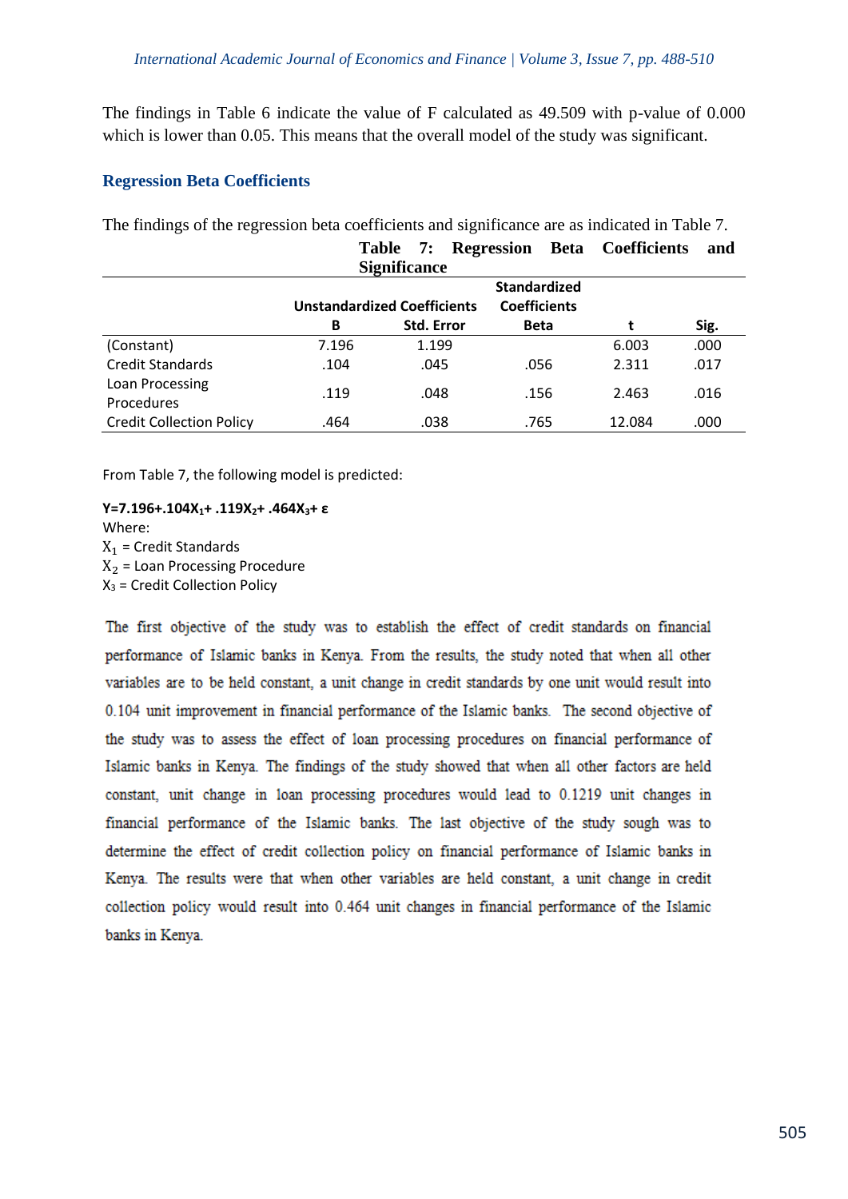The findings in Table 6 indicate the value of F calculated as 49.509 with p-value of 0.000 which is lower than 0.05. This means that the overall model of the study was significant.

## Regression Beta Coefficients

The findings of the regression beta coefficients and significance are as indicated in Table 7.

**Table 7: Regression Beta Coefficients and Significance**

| | Unstandardized Coefficients | | Standardized Coefficients | | |
|---|---|---|---|---|---|
| | B | Std. Error | Beta | t | Sig. |
| (Constant) | 7.196 | 1.199 | | 6.003 | .000 |
| Credit Standards | .104 | .045 | .056 | 2.311 | .017 |
| Loan Processing Procedures | .119 | .048 | .156 | 2.463 | .016 |
| Credit Collection Policy | .464 | .038 | .765 | 12.084 | .000 |

From Table 7, the following model is predicted:

$$Y=7.196+.104X_1+ .119X_2+ .464X_3+ \varepsilon$$

Where:
$X_1$ = Credit Standards
$X_2$ = Loan Processing Procedure
$X_3$ = Credit Collection Policy

The first objective of the study was to establish the effect of credit standards on financial performance of Islamic banks in Kenya. From the results, the study noted that when all other variables are to be held constant, a unit change in credit standards by one unit would result into 0.104 unit improvement in financial performance of the Islamic banks. The second objective of the study was to assess the effect of loan processing procedures on financial performance of Islamic banks in Kenya. The findings of the study showed that when all other factors are held constant, unit change in loan processing procedures would lead to 0.1219 unit changes in financial performance of the Islamic banks. The last objective of the study sough was to determine the effect of credit collection policy on financial performance of Islamic banks in Kenya. The results were that when other variables are held constant, a unit change in credit collection policy would result into 0.464 unit changes in financial performance of the Islamic banks in Kenya.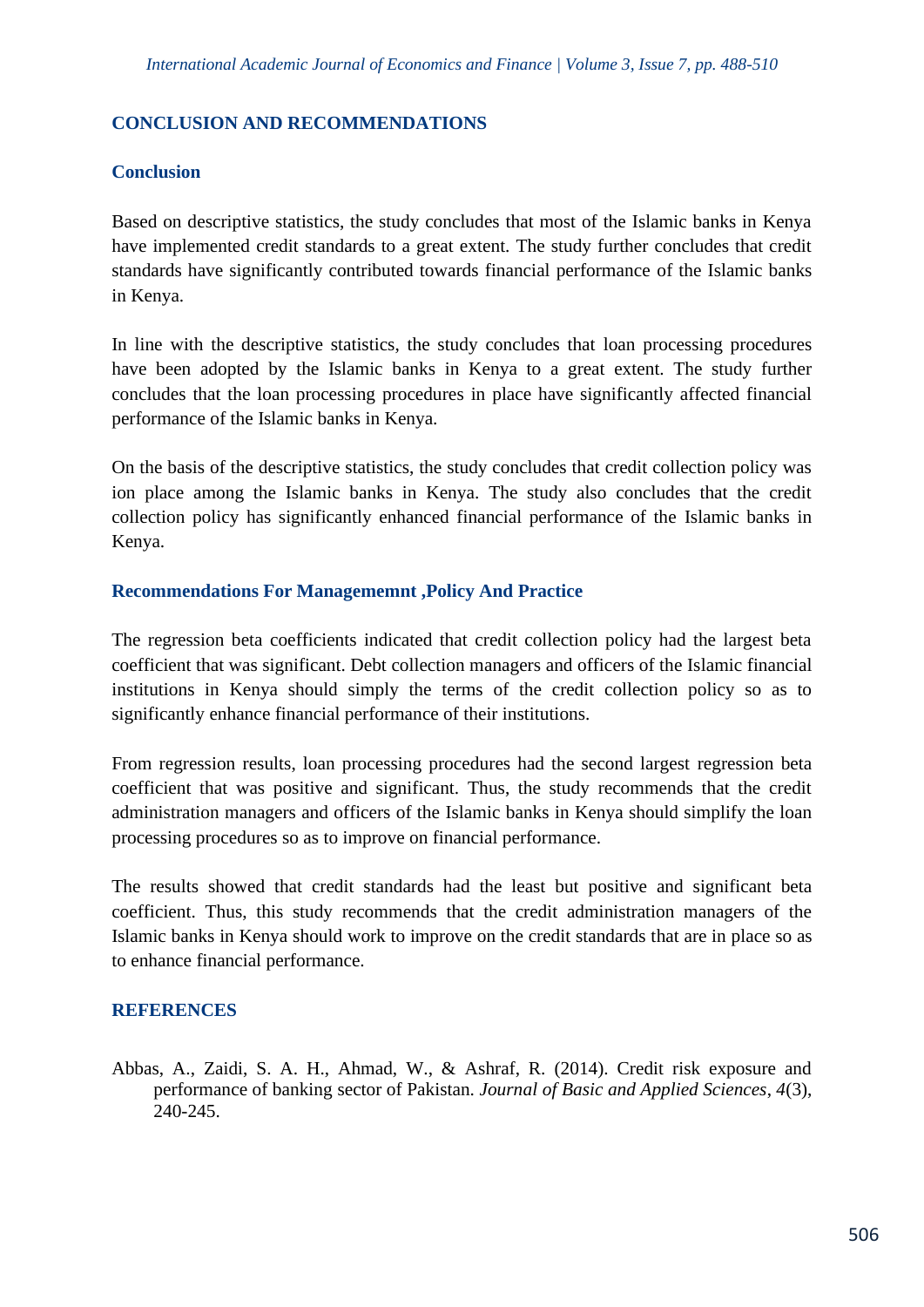## CONCLUSION AND RECOMMENDATIONS

### Conclusion

Based on descriptive statistics, the study concludes that most of the Islamic banks in Kenya have implemented credit standards to a great extent. The study further concludes that credit standards have significantly contributed towards financial performance of the Islamic banks in Kenya.

In line with the descriptive statistics, the study concludes that loan processing procedures have been adopted by the Islamic banks in Kenya to a great extent. The study further concludes that the loan processing procedures in place have significantly affected financial performance of the Islamic banks in Kenya.

On the basis of the descriptive statistics, the study concludes that credit collection policy was ion place among the Islamic banks in Kenya. The study also concludes that the credit collection policy has significantly enhanced financial performance of the Islamic banks in Kenya.

### Recommendations For Managememnt ,Policy And Practice

The regression beta coefficients indicated that credit collection policy had the largest beta coefficient that was significant. Debt collection managers and officers of the Islamic financial institutions in Kenya should simply the terms of the credit collection policy so as to significantly enhance financial performance of their institutions.

From regression results, loan processing procedures had the second largest regression beta coefficient that was positive and significant. Thus, the study recommends that the credit administration managers and officers of the Islamic banks in Kenya should simplify the loan processing procedures so as to improve on financial performance.

The results showed that credit standards had the least but positive and significant beta coefficient. Thus, this study recommends that the credit administration managers of the Islamic banks in Kenya should work to improve on the credit standards that are in place so as to enhance financial performance.

## REFERENCES

Abbas, A., Zaidi, S. A. H., Ahmad, W., & Ashraf, R. (2014). Credit risk exposure and performance of banking sector of Pakistan. *Journal of Basic and Applied Sciences*, *4*(3), 240-245.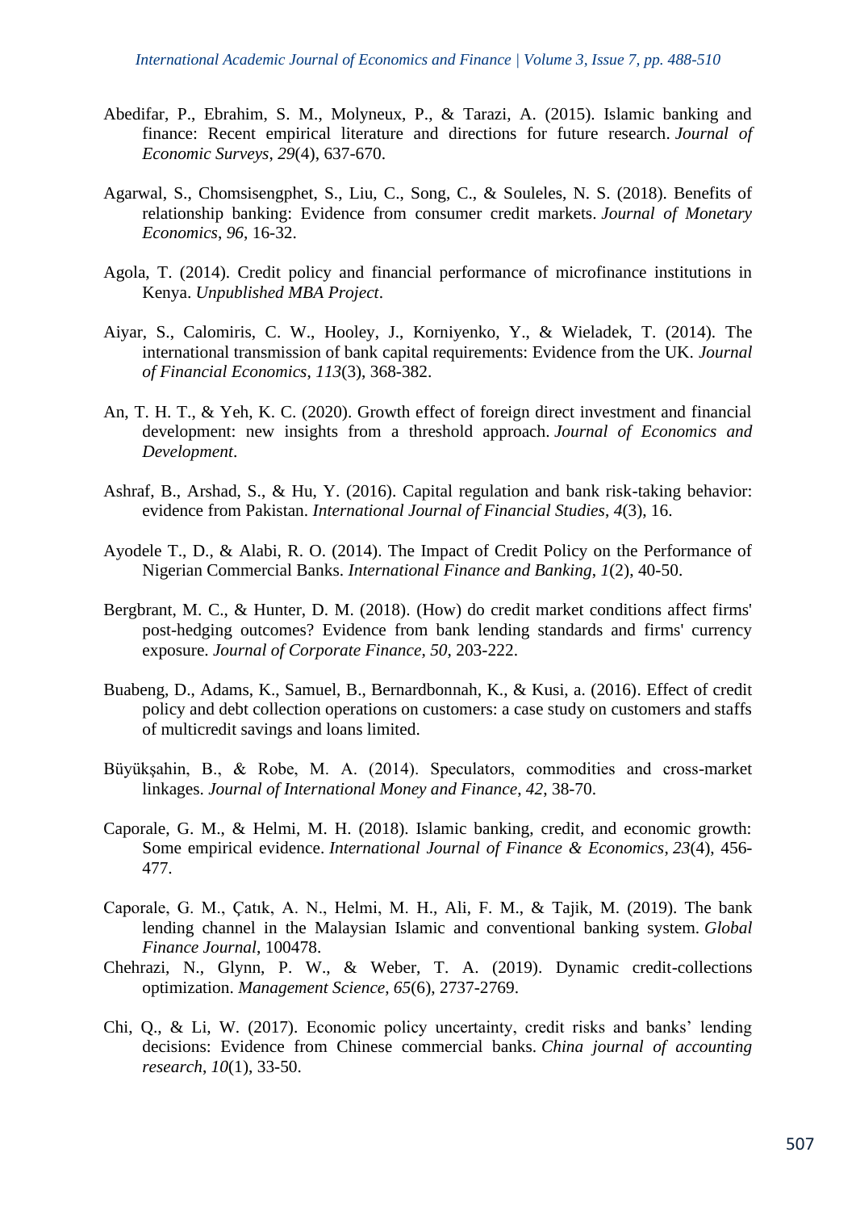Abedifar, P., Ebrahim, S. M., Molyneux, P., & Tarazi, A. (2015). Islamic banking and finance: Recent empirical literature and directions for future research. *Journal of Economic Surveys*, *29*(4), 637-670.

Agarwal, S., Chomsisengphet, S., Liu, C., Song, C., & Souleles, N. S. (2018). Benefits of relationship banking: Evidence from consumer credit markets. *Journal of Monetary Economics*, *96*, 16-32.

Agola, T. (2014). Credit policy and financial performance of microfinance institutions in Kenya. *Unpublished MBA Project*.

Aiyar, S., Calomiris, C. W., Hooley, J., Korniyenko, Y., & Wieladek, T. (2014). The international transmission of bank capital requirements: Evidence from the UK. *Journal of Financial Economics*, *113*(3), 368-382.

An, T. H. T., & Yeh, K. C. (2020). Growth effect of foreign direct investment and financial development: new insights from a threshold approach. *Journal of Economics and Development*.

Ashraf, B., Arshad, S., & Hu, Y. (2016). Capital regulation and bank risk-taking behavior: evidence from Pakistan. *International Journal of Financial Studies*, *4*(3), 16.

Ayodele T., D., & Alabi, R. O. (2014). The Impact of Credit Policy on the Performance of Nigerian Commercial Banks. *International Finance and Banking*, *1*(2), 40-50.

Bergbrant, M. C., & Hunter, D. M. (2018). (How) do credit market conditions affect firms' post-hedging outcomes? Evidence from bank lending standards and firms' currency exposure. *Journal of Corporate Finance*, *50*, 203-222.

Buabeng, D., Adams, K., Samuel, B., Bernardbonnah, K., & Kusi, a. (2016). Effect of credit policy and debt collection operations on customers: a case study on customers and staffs of multicredit savings and loans limited.

Büyükşahin, B., & Robe, M. A. (2014). Speculators, commodities and cross-market linkages. *Journal of International Money and Finance*, *42*, 38-70.

Caporale, G. M., & Helmi, M. H. (2018). Islamic banking, credit, and economic growth: Some empirical evidence. *International Journal of Finance & Economics*, *23*(4), 456-477.

Caporale, G. M., Çatık, A. N., Helmi, M. H., Ali, F. M., & Tajik, M. (2019). The bank lending channel in the Malaysian Islamic and conventional banking system. *Global Finance Journal*, 100478.

Chehrazi, N., Glynn, P. W., & Weber, T. A. (2019). Dynamic credit-collections optimization. *Management Science*, *65*(6), 2737-2769.

Chi, Q., & Li, W. (2017). Economic policy uncertainty, credit risks and banks' lending decisions: Evidence from Chinese commercial banks. *China journal of accounting research*, *10*(1), 33-50.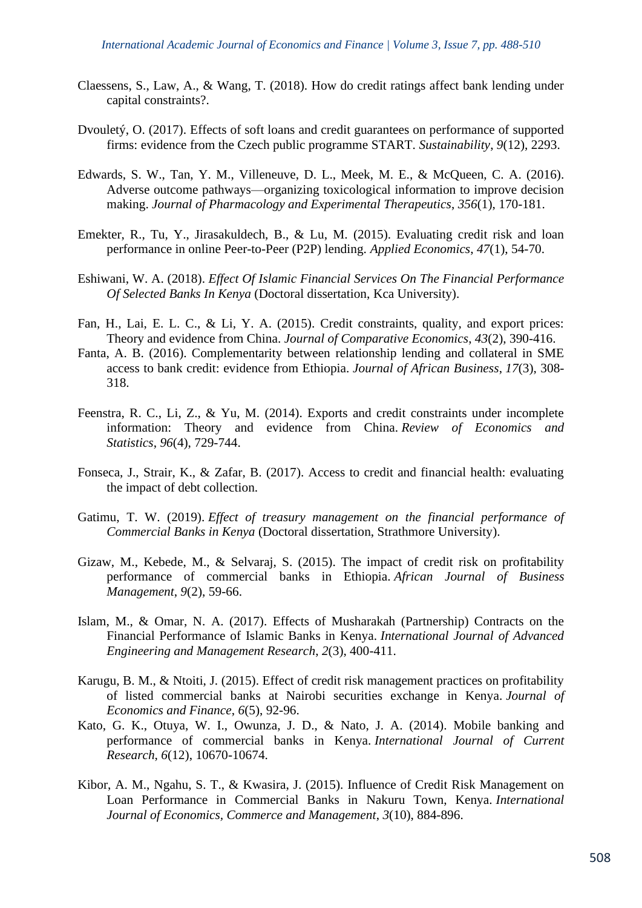Claessens, S., Law, A., & Wang, T. (2018). How do credit ratings affect bank lending under capital constraints?.

Dvouletý, O. (2017). Effects of soft loans and credit guarantees on performance of supported firms: evidence from the Czech public programme START. *Sustainability*, *9*(12), 2293.

Edwards, S. W., Tan, Y. M., Villeneuve, D. L., Meek, M. E., & McQueen, C. A. (2016). Adverse outcome pathways—organizing toxicological information to improve decision making. *Journal of Pharmacology and Experimental Therapeutics*, *356*(1), 170-181.

Emekter, R., Tu, Y., Jirasakuldech, B., & Lu, M. (2015). Evaluating credit risk and loan performance in online Peer-to-Peer (P2P) lending. *Applied Economics*, *47*(1), 54-70.

Eshiwani, W. A. (2018). *Effect Of Islamic Financial Services On The Financial Performance Of Selected Banks In Kenya* (Doctoral dissertation, Kca University).

Fan, H., Lai, E. L. C., & Li, Y. A. (2015). Credit constraints, quality, and export prices: Theory and evidence from China. *Journal of Comparative Economics*, *43*(2), 390-416.

Fanta, A. B. (2016). Complementarity between relationship lending and collateral in SME access to bank credit: evidence from Ethiopia. *Journal of African Business*, *17*(3), 308-318.

Feenstra, R. C., Li, Z., & Yu, M. (2014). Exports and credit constraints under incomplete information: Theory and evidence from China. *Review of Economics and Statistics*, *96*(4), 729-744.

Fonseca, J., Strair, K., & Zafar, B. (2017). Access to credit and financial health: evaluating the impact of debt collection.

Gatimu, T. W. (2019). *Effect of treasury management on the financial performance of Commercial Banks in Kenya* (Doctoral dissertation, Strathmore University).

Gizaw, M., Kebede, M., & Selvaraj, S. (2015). The impact of credit risk on profitability performance of commercial banks in Ethiopia. *African Journal of Business Management*, *9*(2), 59-66.

Islam, M., & Omar, N. A. (2017). Effects of Musharakah (Partnership) Contracts on the Financial Performance of Islamic Banks in Kenya. *International Journal of Advanced Engineering and Management Research*, *2*(3), 400-411.

Karugu, B. M., & Ntoiti, J. (2015). Effect of credit risk management practices on profitability of listed commercial banks at Nairobi securities exchange in Kenya. *Journal of Economics and Finance*, *6*(5), 92-96.

Kato, G. K., Otuya, W. I., Owunza, J. D., & Nato, J. A. (2014). Mobile banking and performance of commercial banks in Kenya. *International Journal of Current Research*, *6*(12), 10670-10674.

Kibor, A. M., Ngahu, S. T., & Kwasira, J. (2015). Influence of Credit Risk Management on Loan Performance in Commercial Banks in Nakuru Town, Kenya. *International Journal of Economics, Commerce and Management*, *3*(10), 884-896.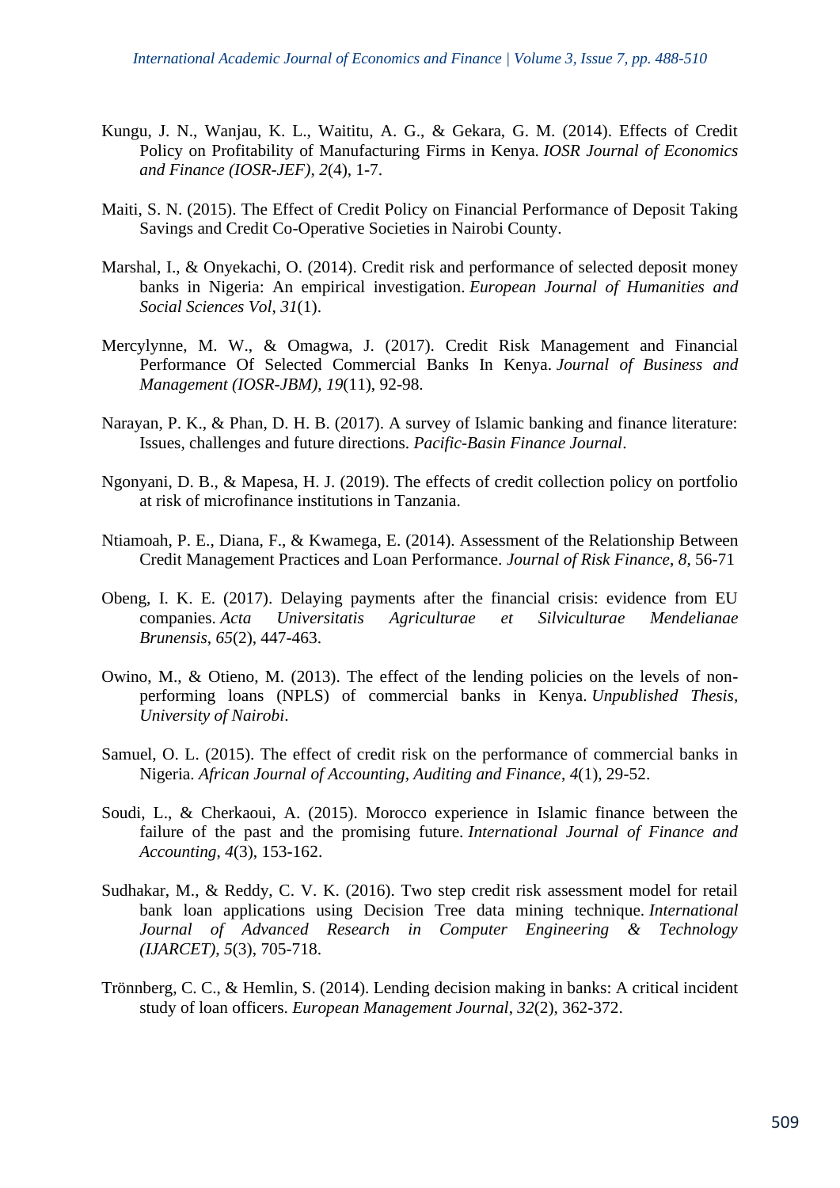Kungu, J. N., Wanjau, K. L., Waititu, A. G., & Gekara, G. M. (2014). Effects of Credit Policy on Profitability of Manufacturing Firms in Kenya. *IOSR Journal of Economics and Finance (IOSR-JEF)*, *2*(4), 1-7.

Maiti, S. N. (2015). The Effect of Credit Policy on Financial Performance of Deposit Taking Savings and Credit Co-Operative Societies in Nairobi County.

Marshal, I., & Onyekachi, O. (2014). Credit risk and performance of selected deposit money banks in Nigeria: An empirical investigation. *European Journal of Humanities and Social Sciences Vol*, *31*(1).

Mercylynne, M. W., & Omagwa, J. (2017). Credit Risk Management and Financial Performance Of Selected Commercial Banks In Kenya. *Journal of Business and Management (IOSR-JBM)*, *19*(11), 92-98.

Narayan, P. K., & Phan, D. H. B. (2017). A survey of Islamic banking and finance literature: Issues, challenges and future directions. *Pacific-Basin Finance Journal*.

Ngonyani, D. B., & Mapesa, H. J. (2019). The effects of credit collection policy on portfolio at risk of microfinance institutions in Tanzania.

Ntiamoah, P. E., Diana, F., & Kwamega, E. (2014). Assessment of the Relationship Between Credit Management Practices and Loan Performance. *Journal of Risk Finance*, *8*, 56-71

Obeng, I. K. E. (2017). Delaying payments after the financial crisis: evidence from EU companies. *Acta Universitatis Agriculturae et Silviculturae Mendelianae Brunensis*, *65*(2), 447-463.

Owino, M., & Otieno, M. (2013). The effect of the lending policies on the levels of non-performing loans (NPLS) of commercial banks in Kenya. *Unpublished Thesis, University of Nairobi*.

Samuel, O. L. (2015). The effect of credit risk on the performance of commercial banks in Nigeria. *African Journal of Accounting, Auditing and Finance*, *4*(1), 29-52.

Soudi, L., & Cherkaoui, A. (2015). Morocco experience in Islamic finance between the failure of the past and the promising future. *International Journal of Finance and Accounting*, *4*(3), 153-162.

Sudhakar, M., & Reddy, C. V. K. (2016). Two step credit risk assessment model for retail bank loan applications using Decision Tree data mining technique. *International Journal of Advanced Research in Computer Engineering & Technology (IJARCET)*, *5*(3), 705-718.

Trönnberg, C. C., & Hemlin, S. (2014). Lending decision making in banks: A critical incident study of loan officers. *European Management Journal*, *32*(2), 362-372.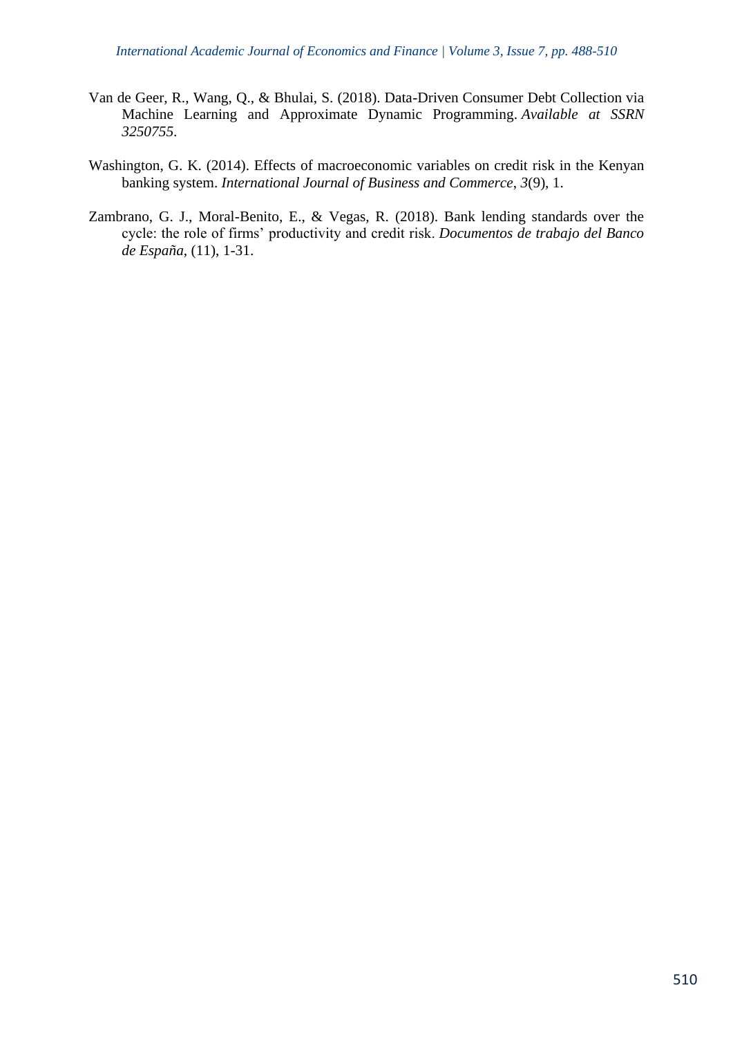Van de Geer, R., Wang, Q., & Bhulai, S. (2018). Data-Driven Consumer Debt Collection via Machine Learning and Approximate Dynamic Programming. *Available at SSRN 3250755*.

Washington, G. K. (2014). Effects of macroeconomic variables on credit risk in the Kenyan banking system. *International Journal of Business and Commerce*, *3*(9), 1.

Zambrano, G. J., Moral-Benito, E., & Vegas, R. (2018). Bank lending standards over the cycle: the role of firms' productivity and credit risk. *Documentos de trabajo del Banco de España*, (11), 1-31.